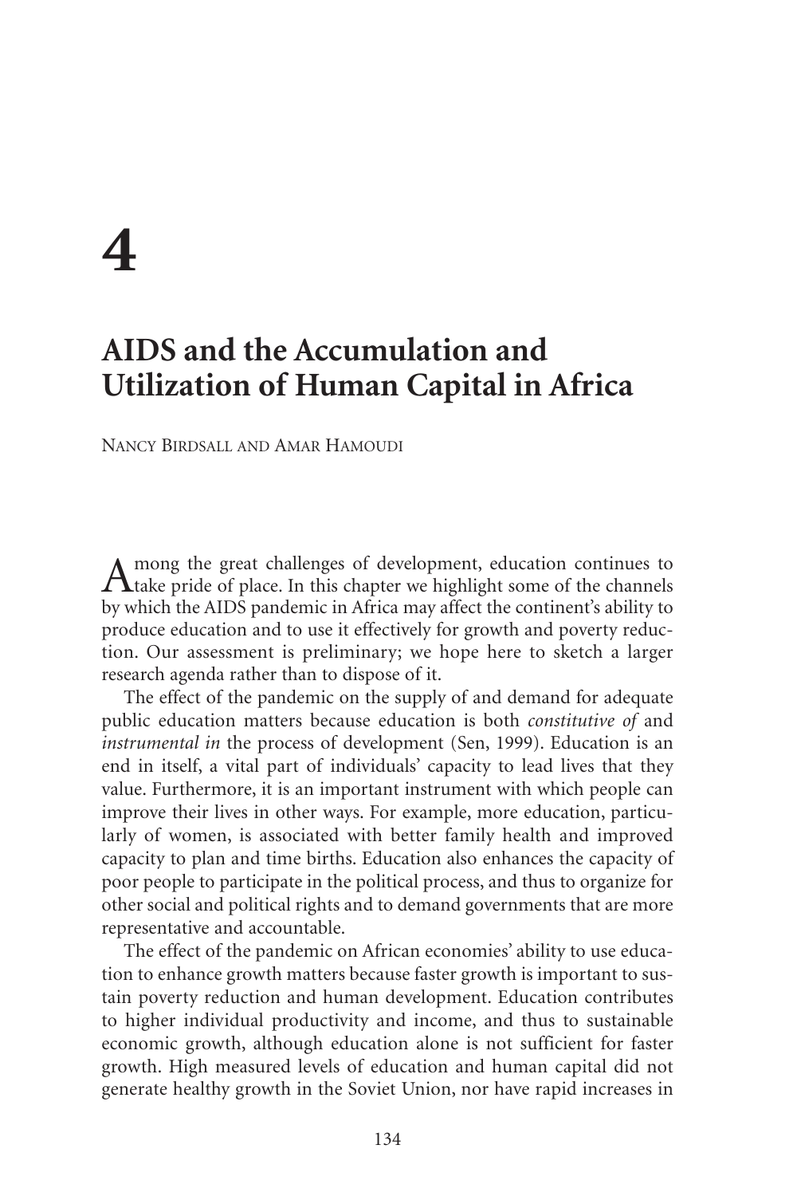# 4

# AIDS and the Accumulation and Utilization of Human Capital in Africa

NANCY BIRDSALL AND AMAR HAMOUDI

Among the great challenges of development, education continues to take pride of place. In this chapter we highlight some of the channels by which the AIDS pandemic in Africa may affect the continent's ability to produce education and to use it effectively for growth and poverty reduction. Our assessment is preliminary; we hope here to sketch a larger research agenda rather than to dispose of it.

The effect of the pandemic on the supply of and demand for adequate public education matters because education is both *constitutive of* and *instrumental in* the process of development (Sen, 1999). Education is an end in itself, a vital part of individuals' capacity to lead lives that they value. Furthermore, it is an important instrument with which people can improve their lives in other ways. For example, more education, particularly of women, is associated with better family health and improved capacity to plan and time births. Education also enhances the capacity of poor people to participate in the political process, and thus to organize for other social and political rights and to demand governments that are more representative and accountable.

The effect of the pandemic on African economies' ability to use education to enhance growth matters because faster growth is important to sustain poverty reduction and human development. Education contributes to higher individual productivity and income, and thus to sustainable economic growth, although education alone is not sufficient for faster growth. High measured levels of education and human capital did not generate healthy growth in the Soviet Union, nor have rapid increases in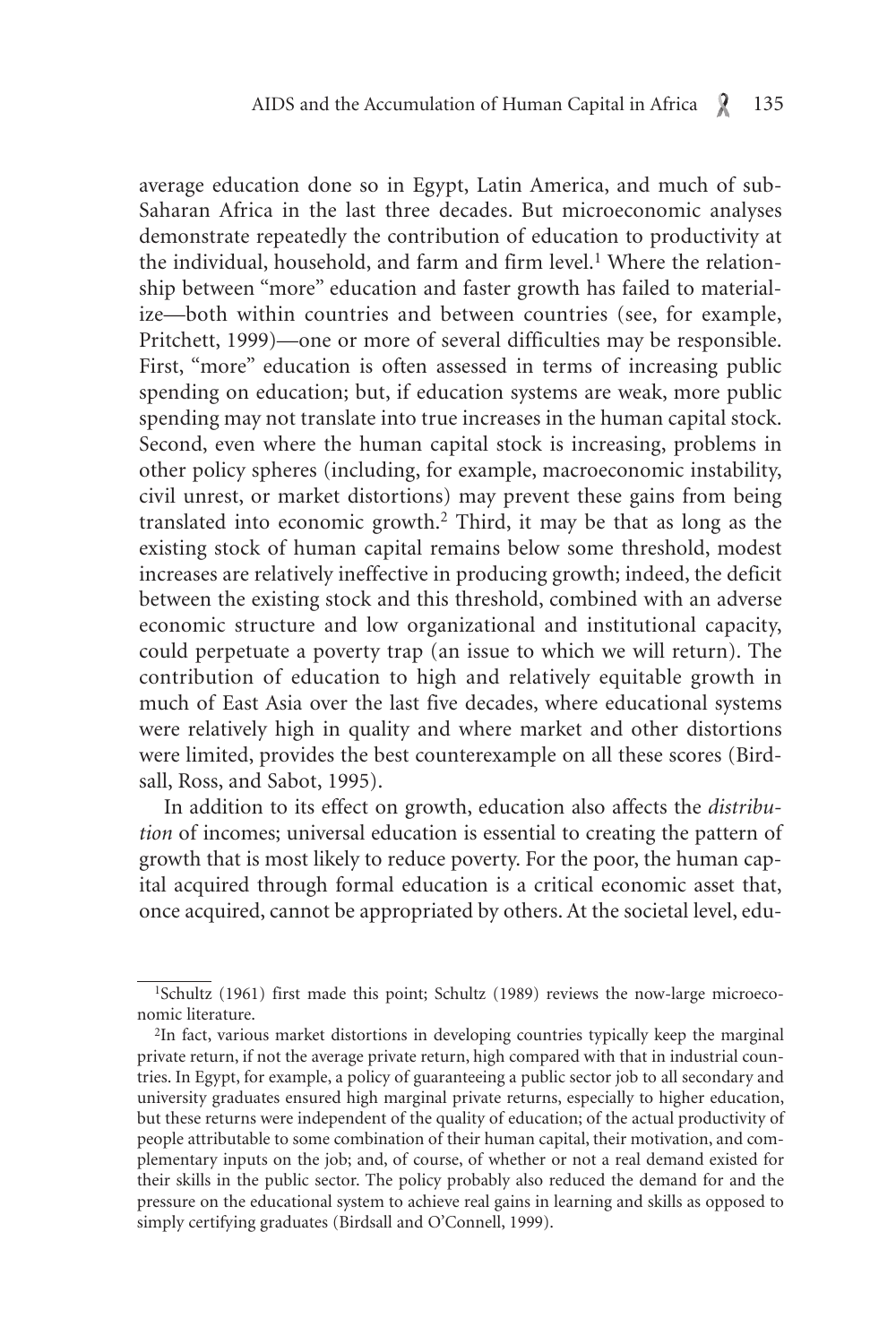average education done so in Egypt, Latin America, and much of sub-Saharan Africa in the last three decades. But microeconomic analyses demonstrate repeatedly the contribution of education to productivity at the individual, household, and farm and firm level.[1] Where the relationship between "more" education and faster growth has failed to materialize—both within countries and between countries (see, for example, Pritchett, 1999)—one or more of several difficulties may be responsible. First, "more" education is often assessed in terms of increasing public spending on education; but, if education systems are weak, more public spending may not translate into true increases in the human capital stock. Second, even where the human capital stock is increasing, problems in other policy spheres (including, for example, macroeconomic instability, civil unrest, or market distortions) may prevent these gains from being translated into economic growth.[2] Third, it may be that as long as the existing stock of human capital remains below some threshold, modest increases are relatively ineffective in producing growth; indeed, the deficit between the existing stock and this threshold, combined with an adverse economic structure and low organizational and institutional capacity, could perpetuate a poverty trap (an issue to which we will return). The contribution of education to high and relatively equitable growth in much of East Asia over the last five decades, where educational systems were relatively high in quality and where market and other distortions were limited, provides the best counterexample on all these scores (Birdsall, Ross, and Sabot, 1995).

In addition to its effect on growth, education also affects the *distribution* of incomes; universal education is essential to creating the pattern of growth that is most likely to reduce poverty. For the poor, the human capital acquired through formal education is a critical economic asset that, once acquired, cannot be appropriated by others. At the societal level, edu-

[1] Schultz (1961) first made this point; Schultz (1989) reviews the now-large microeconomic literature.

[2] In fact, various market distortions in developing countries typically keep the marginal private return, if not the average private return, high compared with that in industrial countries. In Egypt, for example, a policy of guaranteeing a public sector job to all secondary and university graduates ensured high marginal private returns, especially to higher education, but these returns were independent of the quality of education; of the actual productivity of people attributable to some combination of their human capital, their motivation, and complementary inputs on the job; and, of course, of whether or not a real demand existed for their skills in the public sector. The policy probably also reduced the demand for and the pressure on the educational system to achieve real gains in learning and skills as opposed to simply certifying graduates (Birdsall and O'Connell, 1999).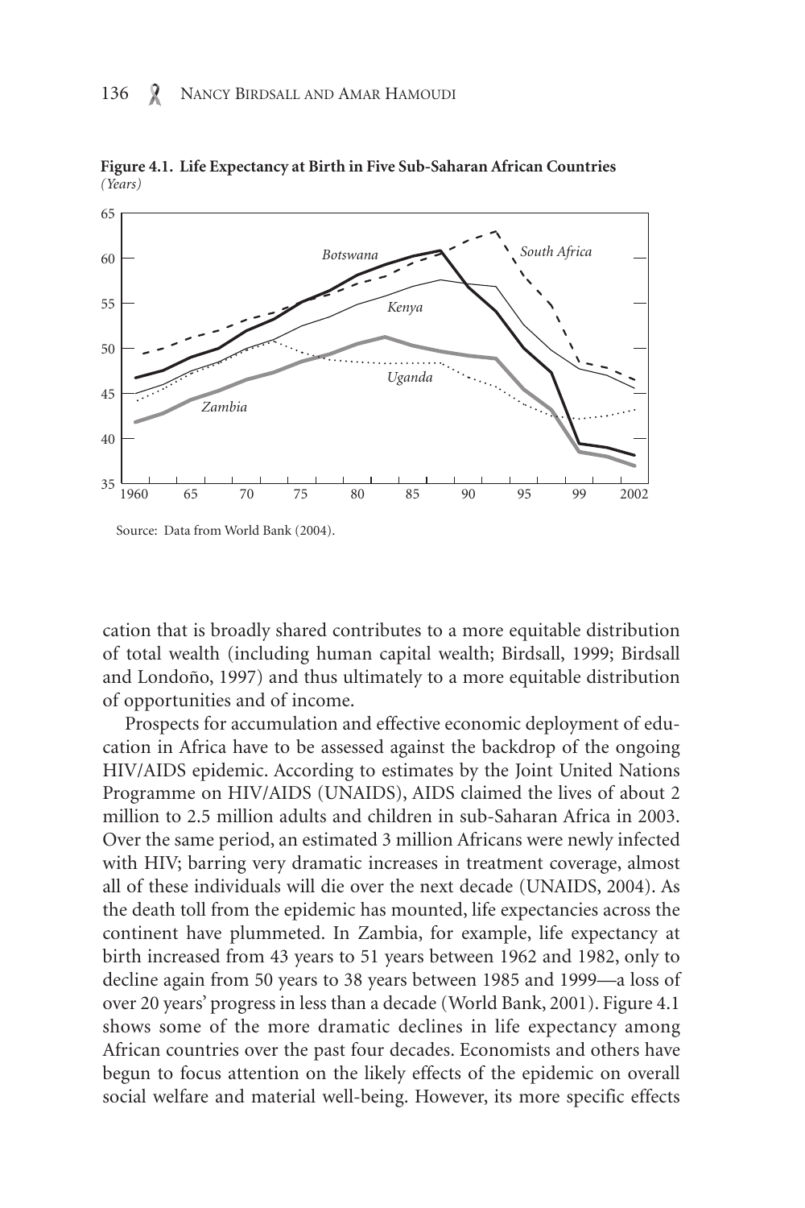**Figure 4.1. Life Expectancy at Birth in Five Sub-Saharan African Countries**
*(Years)*

Source: Data from World Bank (2004).

cation that is broadly shared contributes to a more equitable distribution of total wealth (including human capital wealth; Birdsall, 1999; Birdsall and Londoño, 1997) and thus ultimately to a more equitable distribution of opportunities and of income.

Prospects for accumulation and effective economic deployment of education in Africa have to be assessed against the backdrop of the ongoing HIV/AIDS epidemic. According to estimates by the Joint United Nations Programme on HIV/AIDS (UNAIDS), AIDS claimed the lives of about 2 million to 2.5 million adults and children in sub-Saharan Africa in 2003. Over the same period, an estimated 3 million Africans were newly infected with HIV; barring very dramatic increases in treatment coverage, almost all of these individuals will die over the next decade (UNAIDS, 2004). As the death toll from the epidemic has mounted, life expectancies across the continent have plummeted. In Zambia, for example, life expectancy at birth increased from 43 years to 51 years between 1962 and 1982, only to decline again from 50 years to 38 years between 1985 and 1999—a loss of over 20 years' progress in less than a decade (World Bank, 2001). Figure 4.1 shows some of the more dramatic declines in life expectancy among African countries over the past four decades. Economists and others have begun to focus attention on the likely effects of the epidemic on overall social welfare and material well-being. However, its more specific effects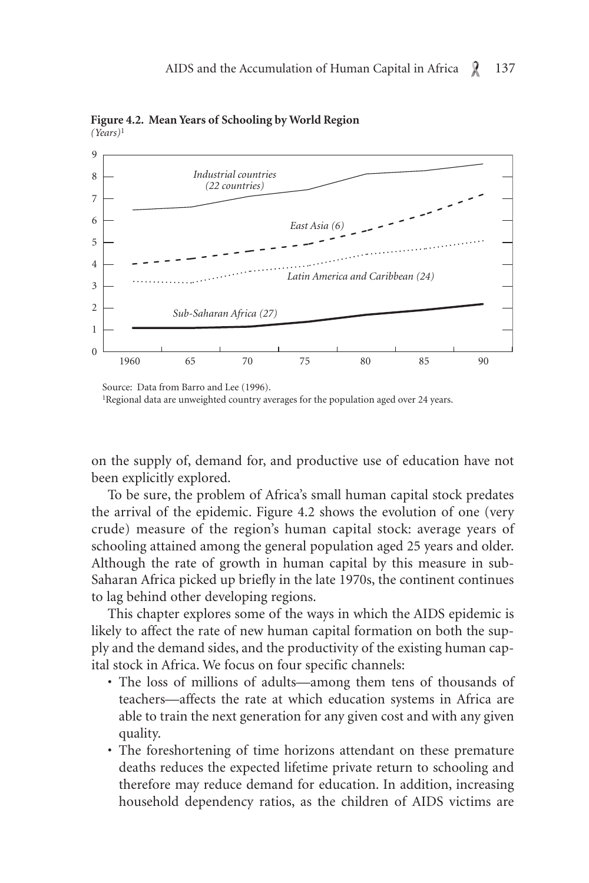**Figure 4.2. Mean Years of Schooling by World Region**
*(Years)*[1]

Source: Data from Barro and Lee (1996).
[1]Regional data are unweighted country averages for the population aged over 24 years.

on the supply of, demand for, and productive use of education have not been explicitly explored.

To be sure, the problem of Africa's small human capital stock predates the arrival of the epidemic. Figure 4.2 shows the evolution of one (very crude) measure of the region's human capital stock: average years of schooling attained among the general population aged 25 years and older. Although the rate of growth in human capital by this measure in sub-Saharan Africa picked up briefly in the late 1970s, the continent continues to lag behind other developing regions.

This chapter explores some of the ways in which the AIDS epidemic is likely to affect the rate of new human capital formation on both the supply and the demand sides, and the productivity of the existing human capital stock in Africa. We focus on four specific channels:

- The loss of millions of adults—among them tens of thousands of teachers—affects the rate at which education systems in Africa are able to train the next generation for any given cost and with any given quality.
- The foreshortening of time horizons attendant on these premature deaths reduces the expected lifetime private return to schooling and therefore may reduce demand for education. In addition, increasing household dependency ratios, as the children of AIDS victims are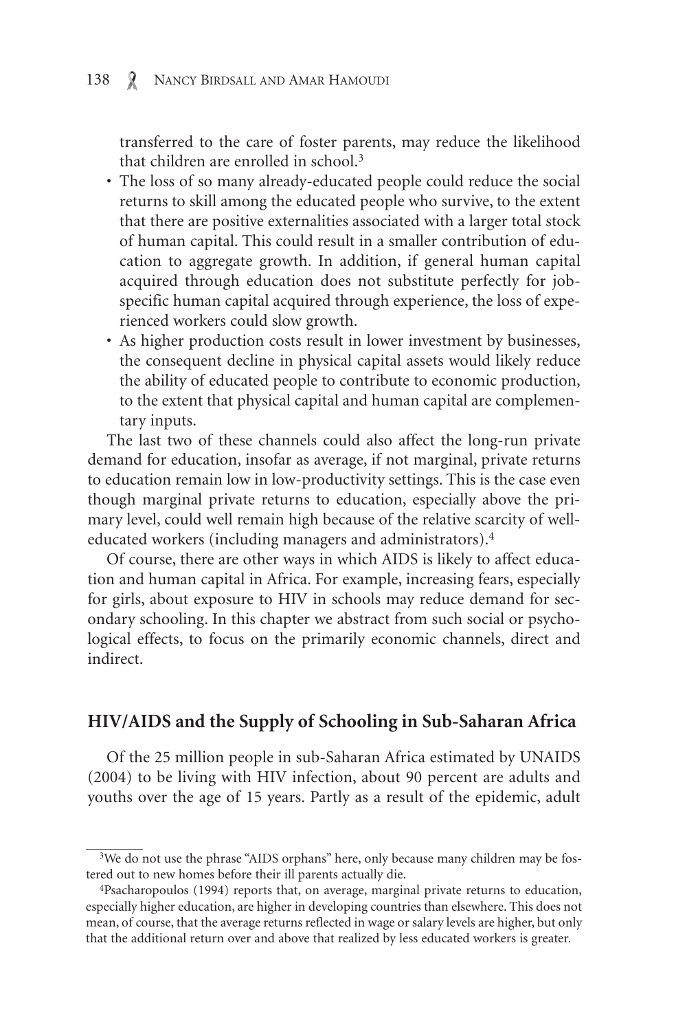transferred to the care of foster parents, may reduce the likelihood that children are enrolled in school.[3]

- The loss of so many already-educated people could reduce the social returns to skill among the educated people who survive, to the extent that there are positive externalities associated with a larger total stock of human capital. This could result in a smaller contribution of education to aggregate growth. In addition, if general human capital acquired through education does not substitute perfectly for job-specific human capital acquired through experience, the loss of experienced workers could slow growth.
- As higher production costs result in lower investment by businesses, the consequent decline in physical capital assets would likely reduce the ability of educated people to contribute to economic production, to the extent that physical capital and human capital are complementary inputs.

The last two of these channels could also affect the long-run private demand for education, insofar as average, if not marginal, private returns to education remain low in low-productivity settings. This is the case even though marginal private returns to education, especially above the primary level, could well remain high because of the relative scarcity of well-educated workers (including managers and administrators).[4]

Of course, there are other ways in which AIDS is likely to affect education and human capital in Africa. For example, increasing fears, especially for girls, about exposure to HIV in schools may reduce demand for secondary schooling. In this chapter we abstract from such social or psychological effects, to focus on the primarily economic channels, direct and indirect.

## HIV/AIDS and the Supply of Schooling in Sub-Saharan Africa

Of the 25 million people in sub-Saharan Africa estimated by UNAIDS (2004) to be living with HIV infection, about 90 percent are adults and youths over the age of 15 years. Partly as a result of the epidemic, adult

[3] We do not use the phrase "AIDS orphans" here, only because many children may be fostered out to new homes before their ill parents actually die.

[4] Psacharopoulos (1994) reports that, on average, marginal private returns to education, especially higher education, are higher in developing countries than elsewhere. This does not mean, of course, that the average returns reflected in wage or salary levels are higher, but only that the additional return over and above that realized by less educated workers is greater.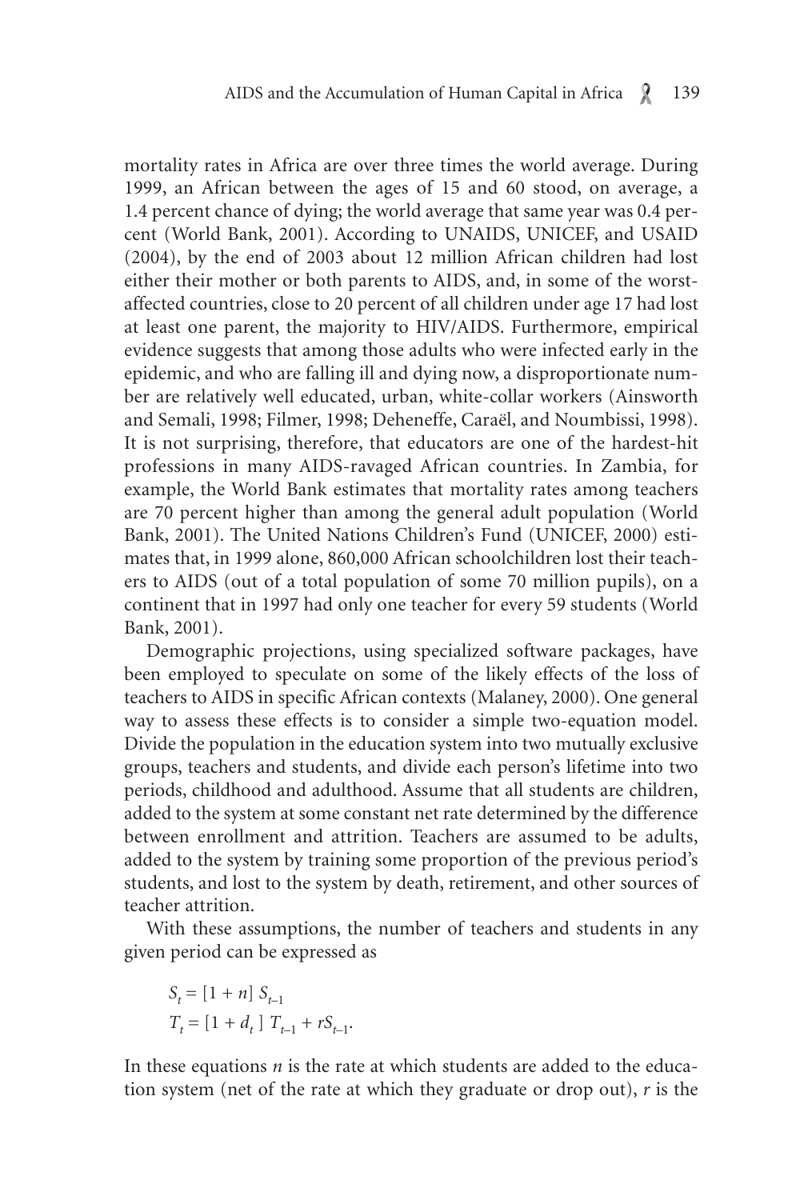mortality rates in Africa are over three times the world average. During 1999, an African between the ages of 15 and 60 stood, on average, a 1.4 percent chance of dying; the world average that same year was 0.4 percent (World Bank, 2001). According to UNAIDS, UNICEF, and USAID (2004), by the end of 2003 about 12 million African children had lost either their mother or both parents to AIDS, and, in some of the worst-affected countries, close to 20 percent of all children under age 17 had lost at least one parent, the majority to HIV/AIDS. Furthermore, empirical evidence suggests that among those adults who were infected early in the epidemic, and who are falling ill and dying now, a disproportionate number are relatively well educated, urban, white-collar workers (Ainsworth and Semali, 1998; Filmer, 1998; Deheneffe, Caraël, and Noumbissi, 1998). It is not surprising, therefore, that educators are one of the hardest-hit professions in many AIDS-ravaged African countries. In Zambia, for example, the World Bank estimates that mortality rates among teachers are 70 percent higher than among the general adult population (World Bank, 2001). The United Nations Children's Fund (UNICEF, 2000) estimates that, in 1999 alone, 860,000 African schoolchildren lost their teachers to AIDS (out of a total population of some 70 million pupils), on a continent that in 1997 had only one teacher for every 59 students (World Bank, 2001).

Demographic projections, using specialized software packages, have been employed to speculate on some of the likely effects of the loss of teachers to AIDS in specific African contexts (Malaney, 2000). One general way to assess these effects is to consider a simple two-equation model. Divide the population in the education system into two mutually exclusive groups, teachers and students, and divide each person's lifetime into two periods, childhood and adulthood. Assume that all students are children, added to the system at some constant net rate determined by the difference between enrollment and attrition. Teachers are assumed to be adults, added to the system by training some proportion of the previous period's students, and lost to the system by death, retirement, and other sources of teacher attrition.

With these assumptions, the number of teachers and students in any given period can be expressed as

$$S_t = [1 + n]\, S_{t-1}$$
$$T_t = [1 + d_t]\, T_{t-1} + rS_{t-1}.$$

In these equations $n$ is the rate at which students are added to the education system (net of the rate at which they graduate or drop out), $r$ is the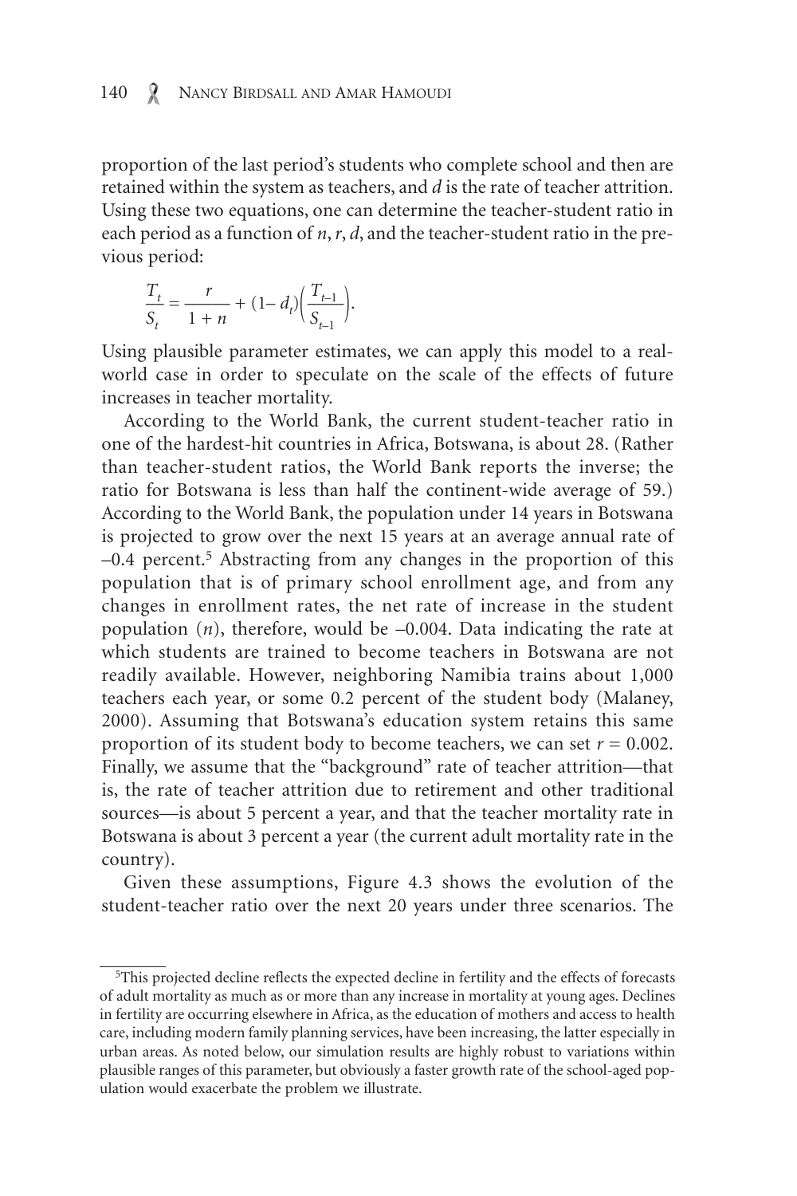proportion of the last period's students who complete school and then are retained within the system as teachers, and $d$ is the rate of teacher attrition. Using these two equations, one can determine the teacher-student ratio in each period as a function of $n$, $r$, $d$, and the teacher-student ratio in the previous period:

$$\frac{T_t}{S_t} = \frac{r}{1+n} + (1-d_t)\left(\frac{T_{t-1}}{S_{t-1}}\right).$$

Using plausible parameter estimates, we can apply this model to a real-world case in order to speculate on the scale of the effects of future increases in teacher mortality.

According to the World Bank, the current student-teacher ratio in one of the hardest-hit countries in Africa, Botswana, is about 28. (Rather than teacher-student ratios, the World Bank reports the inverse; the ratio for Botswana is less than half the continent-wide average of 59.) According to the World Bank, the population under 14 years in Botswana is projected to grow over the next 15 years at an average annual rate of –0.4 percent.[5] Abstracting from any changes in the proportion of this population that is of primary school enrollment age, and from any changes in enrollment rates, the net rate of increase in the student population ($n$), therefore, would be –0.004. Data indicating the rate at which students are trained to become teachers in Botswana are not readily available. However, neighboring Namibia trains about 1,000 teachers each year, or some 0.2 percent of the student body (Malaney, 2000). Assuming that Botswana's education system retains this same proportion of its student body to become teachers, we can set $r = 0.002$. Finally, we assume that the "background" rate of teacher attrition—that is, the rate of teacher attrition due to retirement and other traditional sources—is about 5 percent a year, and that the teacher mortality rate in Botswana is about 3 percent a year (the current adult mortality rate in the country).

Given these assumptions, Figure 4.3 shows the evolution of the student-teacher ratio over the next 20 years under three scenarios. The

[5]This projected decline reflects the expected decline in fertility and the effects of forecasts of adult mortality as much as or more than any increase in mortality at young ages. Declines in fertility are occurring elsewhere in Africa, as the education of mothers and access to health care, including modern family planning services, have been increasing, the latter especially in urban areas. As noted below, our simulation results are highly robust to variations within plausible ranges of this parameter, but obviously a faster growth rate of the school-aged population would exacerbate the problem we illustrate.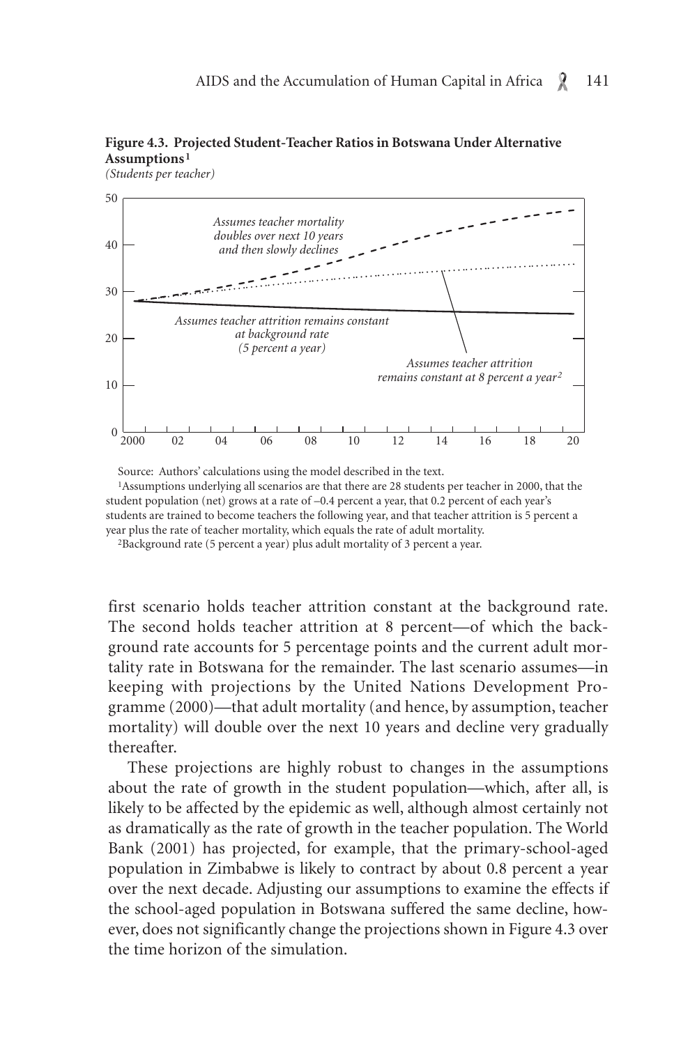**Figure 4.3. Projected Student-Teacher Ratios in Botswana Under Alternative Assumptions[1]**

*(Students per teacher)*

Source: Authors' calculations using the model described in the text.

[1]Assumptions underlying all scenarios are that there are 28 students per teacher in 2000, that the student population (net) grows at a rate of –0.4 percent a year, that 0.2 percent of each year's students are trained to become teachers the following year, and that teacher attrition is 5 percent a year plus the rate of teacher mortality, which equals the rate of adult mortality.

[2]Background rate (5 percent a year) plus adult mortality of 3 percent a year.

first scenario holds teacher attrition constant at the background rate. The second holds teacher attrition at 8 percent—of which the background rate accounts for 5 percentage points and the current adult mortality rate in Botswana for the remainder. The last scenario assumes—in keeping with projections by the United Nations Development Programme (2000)—that adult mortality (and hence, by assumption, teacher mortality) will double over the next 10 years and decline very gradually thereafter.

These projections are highly robust to changes in the assumptions about the rate of growth in the student population—which, after all, is likely to be affected by the epidemic as well, although almost certainly not as dramatically as the rate of growth in the teacher population. The World Bank (2001) has projected, for example, that the primary-school-aged population in Zimbabwe is likely to contract by about 0.8 percent a year over the next decade. Adjusting our assumptions to examine the effects if the school-aged population in Botswana suffered the same decline, however, does not significantly change the projections shown in Figure 4.3 over the time horizon of the simulation.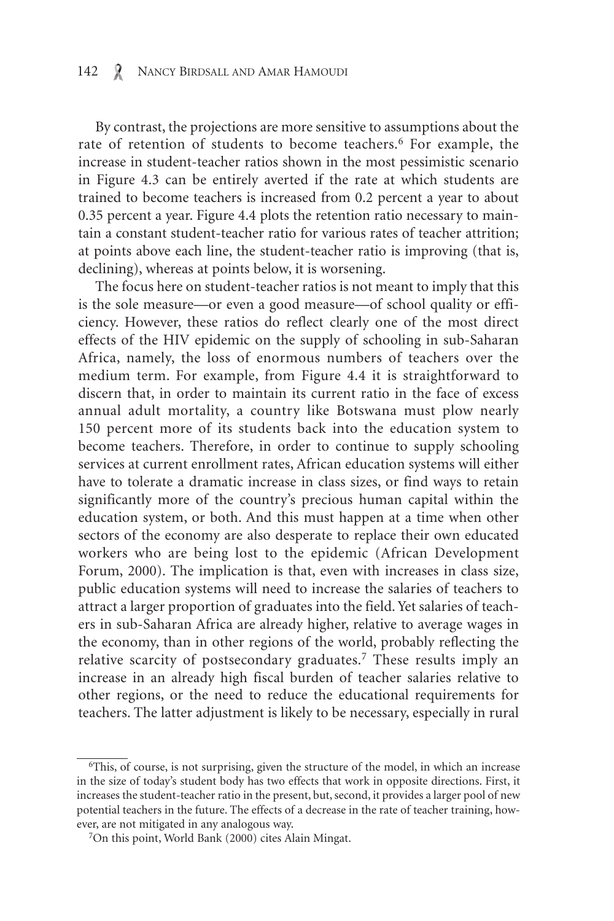By contrast, the projections are more sensitive to assumptions about the rate of retention of students to become teachers.[6] For example, the increase in student-teacher ratios shown in the most pessimistic scenario in Figure 4.3 can be entirely averted if the rate at which students are trained to become teachers is increased from 0.2 percent a year to about 0.35 percent a year. Figure 4.4 plots the retention ratio necessary to maintain a constant student-teacher ratio for various rates of teacher attrition; at points above each line, the student-teacher ratio is improving (that is, declining), whereas at points below, it is worsening.

The focus here on student-teacher ratios is not meant to imply that this is the sole measure—or even a good measure—of school quality or efficiency. However, these ratios do reflect clearly one of the most direct effects of the HIV epidemic on the supply of schooling in sub-Saharan Africa, namely, the loss of enormous numbers of teachers over the medium term. For example, from Figure 4.4 it is straightforward to discern that, in order to maintain its current ratio in the face of excess annual adult mortality, a country like Botswana must plow nearly 150 percent more of its students back into the education system to become teachers. Therefore, in order to continue to supply schooling services at current enrollment rates, African education systems will either have to tolerate a dramatic increase in class sizes, or find ways to retain significantly more of the country's precious human capital within the education system, or both. And this must happen at a time when other sectors of the economy are also desperate to replace their own educated workers who are being lost to the epidemic (African Development Forum, 2000). The implication is that, even with increases in class size, public education systems will need to increase the salaries of teachers to attract a larger proportion of graduates into the field. Yet salaries of teachers in sub-Saharan Africa are already higher, relative to average wages in the economy, than in other regions of the world, probably reflecting the relative scarcity of postsecondary graduates.[7] These results imply an increase in an already high fiscal burden of teacher salaries relative to other regions, or the need to reduce the educational requirements for teachers. The latter adjustment is likely to be necessary, especially in rural

---

[6] This, of course, is not surprising, given the structure of the model, in which an increase in the size of today's student body has two effects that work in opposite directions. First, it increases the student-teacher ratio in the present, but, second, it provides a larger pool of new potential teachers in the future. The effects of a decrease in the rate of teacher training, however, are not mitigated in any analogous way.

[7] On this point, World Bank (2000) cites Alain Mingat.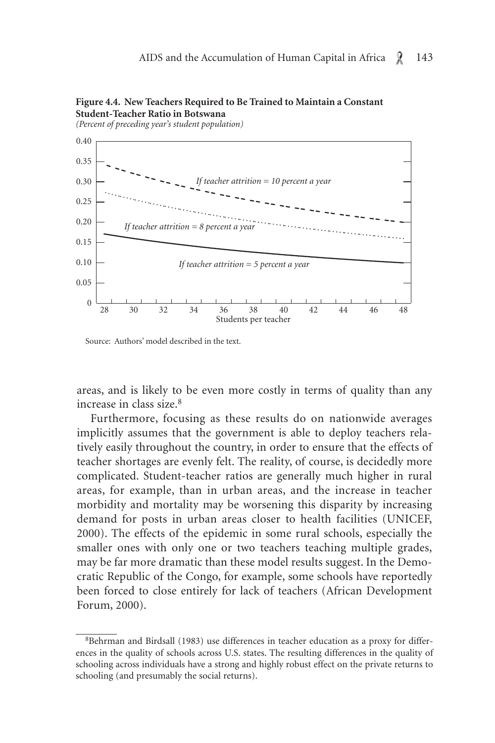**Figure 4.4. New Teachers Required to Be Trained to Maintain a Constant Student-Teacher Ratio in Botswana**

*(Percent of preceding year's student population)*

Source: Authors' model described in the text.

areas, and is likely to be even more costly in terms of quality than any increase in class size.[8]

Furthermore, focusing as these results do on nationwide averages implicitly assumes that the government is able to deploy teachers relatively easily throughout the country, in order to ensure that the effects of teacher shortages are evenly felt. The reality, of course, is decidedly more complicated. Student-teacher ratios are generally much higher in rural areas, for example, than in urban areas, and the increase in teacher morbidity and mortality may be worsening this disparity by increasing demand for posts in urban areas closer to health facilities (UNICEF, 2000). The effects of the epidemic in some rural schools, especially the smaller ones with only one or two teachers teaching multiple grades, may be far more dramatic than these model results suggest. In the Democratic Republic of the Congo, for example, some schools have reportedly been forced to close entirely for lack of teachers (African Development Forum, 2000).

---

[8]Behrman and Birdsall (1983) use differences in teacher education as a proxy for differences in the quality of schools across U.S. states. The resulting differences in the quality of schooling across individuals have a strong and highly robust effect on the private returns to schooling (and presumably the social returns).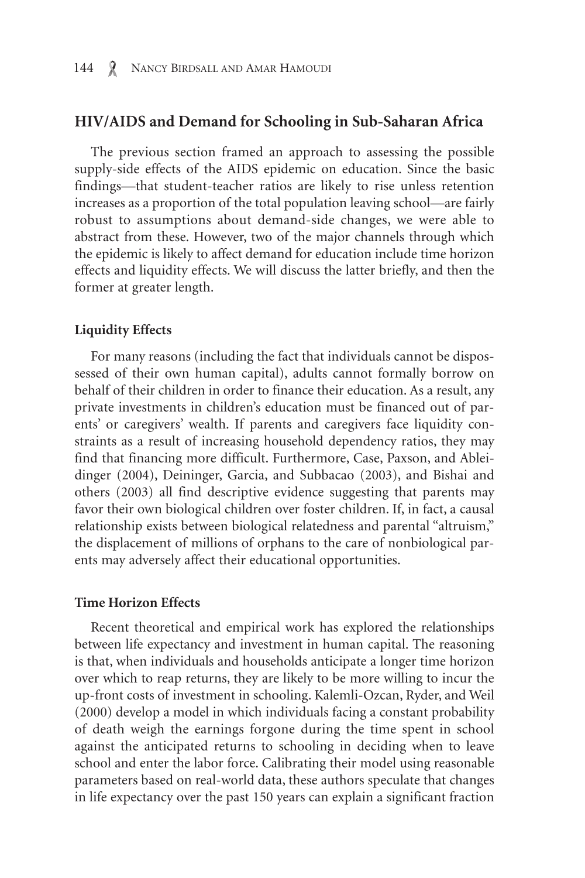## HIV/AIDS and Demand for Schooling in Sub-Saharan Africa

The previous section framed an approach to assessing the possible supply-side effects of the AIDS epidemic on education. Since the basic findings—that student-teacher ratios are likely to rise unless retention increases as a proportion of the total population leaving school—are fairly robust to assumptions about demand-side changes, we were able to abstract from these. However, two of the major channels through which the epidemic is likely to affect demand for education include time horizon effects and liquidity effects. We will discuss the latter briefly, and then the former at greater length.

### Liquidity Effects

For many reasons (including the fact that individuals cannot be dispossessed of their own human capital), adults cannot formally borrow on behalf of their children in order to finance their education. As a result, any private investments in children's education must be financed out of parents' or caregivers' wealth. If parents and caregivers face liquidity constraints as a result of increasing household dependency ratios, they may find that financing more difficult. Furthermore, Case, Paxson, and Ableidinger (2004), Deininger, Garcia, and Subbacao (2003), and Bishai and others (2003) all find descriptive evidence suggesting that parents may favor their own biological children over foster children. If, in fact, a causal relationship exists between biological relatedness and parental "altruism," the displacement of millions of orphans to the care of nonbiological parents may adversely affect their educational opportunities.

### Time Horizon Effects

Recent theoretical and empirical work has explored the relationships between life expectancy and investment in human capital. The reasoning is that, when individuals and households anticipate a longer time horizon over which to reap returns, they are likely to be more willing to incur the up-front costs of investment in schooling. Kalemli-Ozcan, Ryder, and Weil (2000) develop a model in which individuals facing a constant probability of death weigh the earnings forgone during the time spent in school against the anticipated returns to schooling in deciding when to leave school and enter the labor force. Calibrating their model using reasonable parameters based on real-world data, these authors speculate that changes in life expectancy over the past 150 years can explain a significant fraction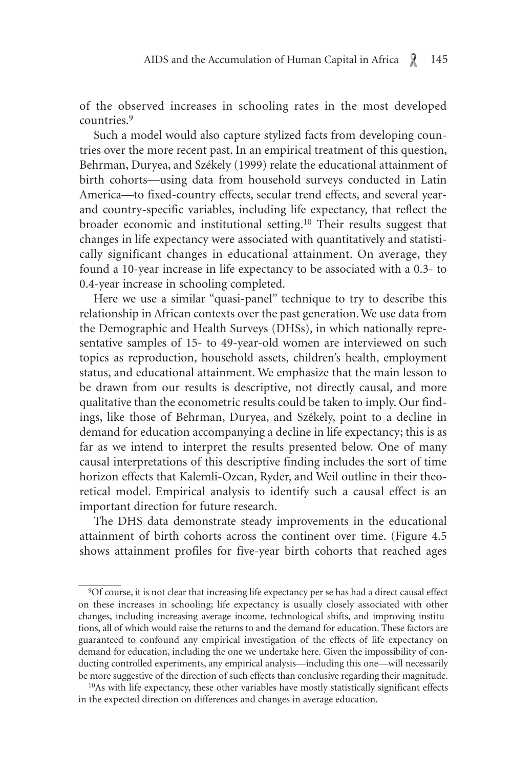of the observed increases in schooling rates in the most developed countries.[9]

Such a model would also capture stylized facts from developing countries over the more recent past. In an empirical treatment of this question, Behrman, Duryea, and Székely (1999) relate the educational attainment of birth cohorts—using data from household surveys conducted in Latin America—to fixed-country effects, secular trend effects, and several year- and country-specific variables, including life expectancy, that reflect the broader economic and institutional setting.[10] Their results suggest that changes in life expectancy were associated with quantitatively and statistically significant changes in educational attainment. On average, they found a 10-year increase in life expectancy to be associated with a 0.3- to 0.4-year increase in schooling completed.

Here we use a similar "quasi-panel" technique to try to describe this relationship in African contexts over the past generation. We use data from the Demographic and Health Surveys (DHSs), in which nationally representative samples of 15- to 49-year-old women are interviewed on such topics as reproduction, household assets, children's health, employment status, and educational attainment. We emphasize that the main lesson to be drawn from our results is descriptive, not directly causal, and more qualitative than the econometric results could be taken to imply. Our findings, like those of Behrman, Duryea, and Székely, point to a decline in demand for education accompanying a decline in life expectancy; this is as far as we intend to interpret the results presented below. One of many causal interpretations of this descriptive finding includes the sort of time horizon effects that Kalemli-Ozcan, Ryder, and Weil outline in their theoretical model. Empirical analysis to identify such a causal effect is an important direction for future research.

The DHS data demonstrate steady improvements in the educational attainment of birth cohorts across the continent over time. (Figure 4.5 shows attainment profiles for five-year birth cohorts that reached ages

---

[9]Of course, it is not clear that increasing life expectancy per se has had a direct causal effect on these increases in schooling; life expectancy is usually closely associated with other changes, including increasing average income, technological shifts, and improving institutions, all of which would raise the returns to and the demand for education. These factors are guaranteed to confound any empirical investigation of the effects of life expectancy on demand for education, including the one we undertake here. Given the impossibility of conducting controlled experiments, any empirical analysis—including this one—will necessarily be more suggestive of the direction of such effects than conclusive regarding their magnitude.

[10]As with life expectancy, these other variables have mostly statistically significant effects in the expected direction on differences and changes in average education.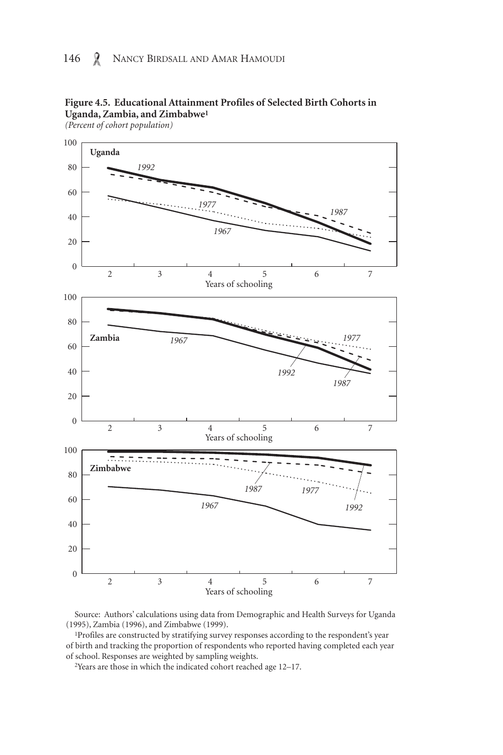**Figure 4.5. Educational Attainment Profiles of Selected Birth Cohorts in Uganda, Zambia, and Zimbabwe[1]**

*(Percent of cohort population)*

Source: Authors' calculations using data from Demographic and Health Surveys for Uganda (1995), Zambia (1996), and Zimbabwe (1999).

[1]Profiles are constructed by stratifying survey responses according to the respondent's year of birth and tracking the proportion of respondents who reported having completed each year of school. Responses are weighted by sampling weights.

[2]Years are those in which the indicated cohort reached age 12–17.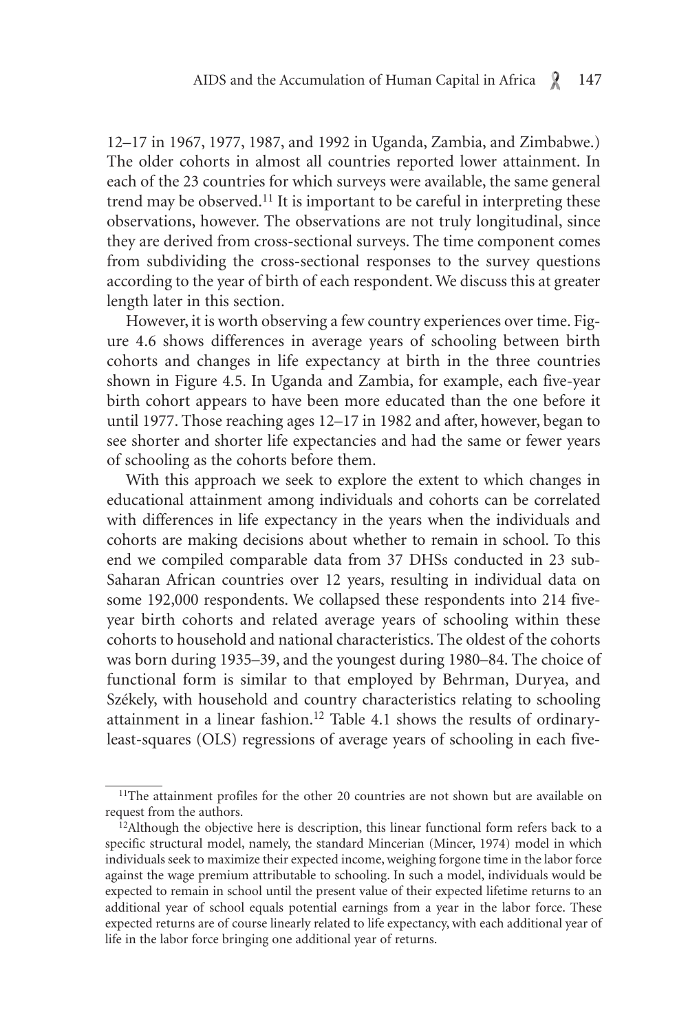12–17 in 1967, 1977, 1987, and 1992 in Uganda, Zambia, and Zimbabwe.) The older cohorts in almost all countries reported lower attainment. In each of the 23 countries for which surveys were available, the same general trend may be observed.[11] It is important to be careful in interpreting these observations, however. The observations are not truly longitudinal, since they are derived from cross-sectional surveys. The time component comes from subdividing the cross-sectional responses to the survey questions according to the year of birth of each respondent. We discuss this at greater length later in this section.

However, it is worth observing a few country experiences over time. Figure 4.6 shows differences in average years of schooling between birth cohorts and changes in life expectancy at birth in the three countries shown in Figure 4.5. In Uganda and Zambia, for example, each five-year birth cohort appears to have been more educated than the one before it until 1977. Those reaching ages 12–17 in 1982 and after, however, began to see shorter and shorter life expectancies and had the same or fewer years of schooling as the cohorts before them.

With this approach we seek to explore the extent to which changes in educational attainment among individuals and cohorts can be correlated with differences in life expectancy in the years when the individuals and cohorts are making decisions about whether to remain in school. To this end we compiled comparable data from 37 DHSs conducted in 23 sub-Saharan African countries over 12 years, resulting in individual data on some 192,000 respondents. We collapsed these respondents into 214 five-year birth cohorts and related average years of schooling within these cohorts to household and national characteristics. The oldest of the cohorts was born during 1935–39, and the youngest during 1980–84. The choice of functional form is similar to that employed by Behrman, Duryea, and Székely, with household and country characteristics relating to schooling attainment in a linear fashion.[12] Table 4.1 shows the results of ordinary-least-squares (OLS) regressions of average years of schooling in each five-

---

[11]The attainment profiles for the other 20 countries are not shown but are available on request from the authors.

[12]Although the objective here is description, this linear functional form refers back to a specific structural model, namely, the standard Mincerian (Mincer, 1974) model in which individuals seek to maximize their expected income, weighing forgone time in the labor force against the wage premium attributable to schooling. In such a model, individuals would be expected to remain in school until the present value of their expected lifetime returns to an additional year of school equals potential earnings from a year in the labor force. These expected returns are of course linearly related to life expectancy, with each additional year of life in the labor force bringing one additional year of returns.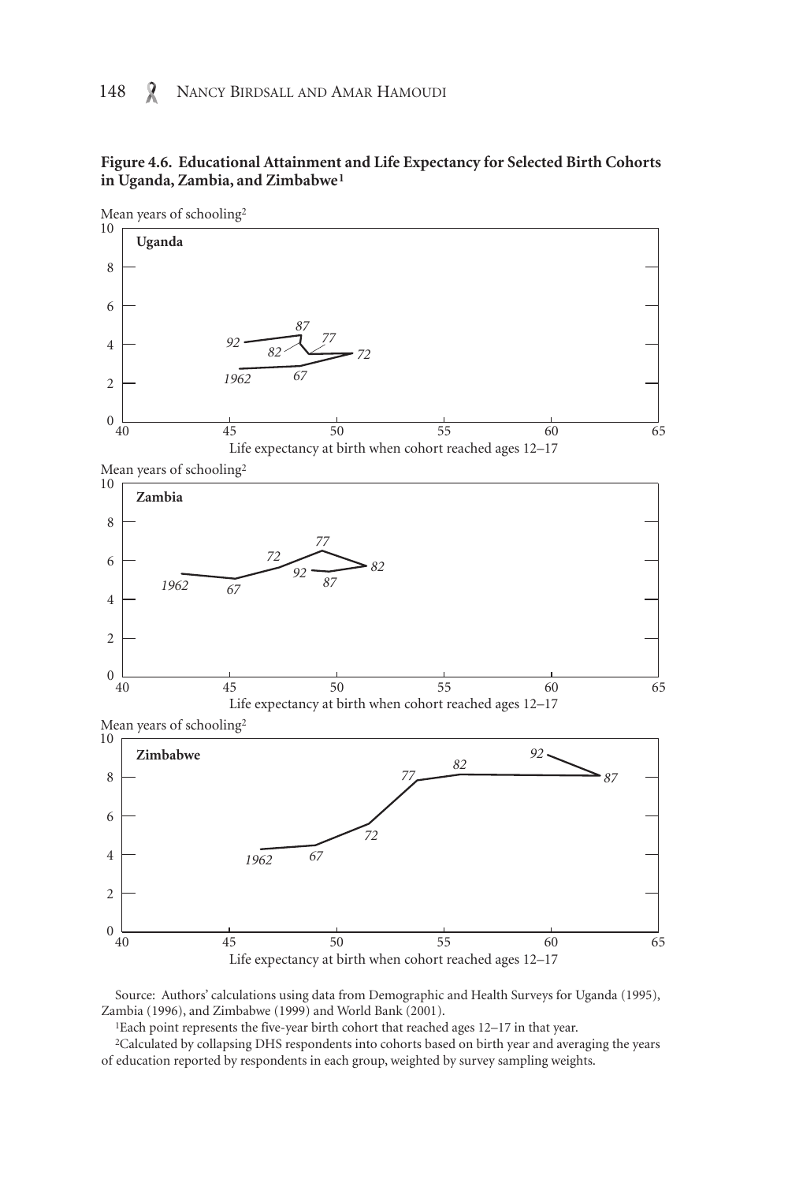**Figure 4.6. Educational Attainment and Life Expectancy for Selected Birth Cohorts in Uganda, Zambia, and Zimbabwe[1]**

Source: Authors' calculations using data from Demographic and Health Surveys for Uganda (1995), Zambia (1996), and Zimbabwe (1999) and World Bank (2001).

[1]Each point represents the five-year birth cohort that reached ages 12–17 in that year.

[2]Calculated by collapsing DHS respondents into cohorts based on birth year and averaging the years of education reported by respondents in each group, weighted by survey sampling weights.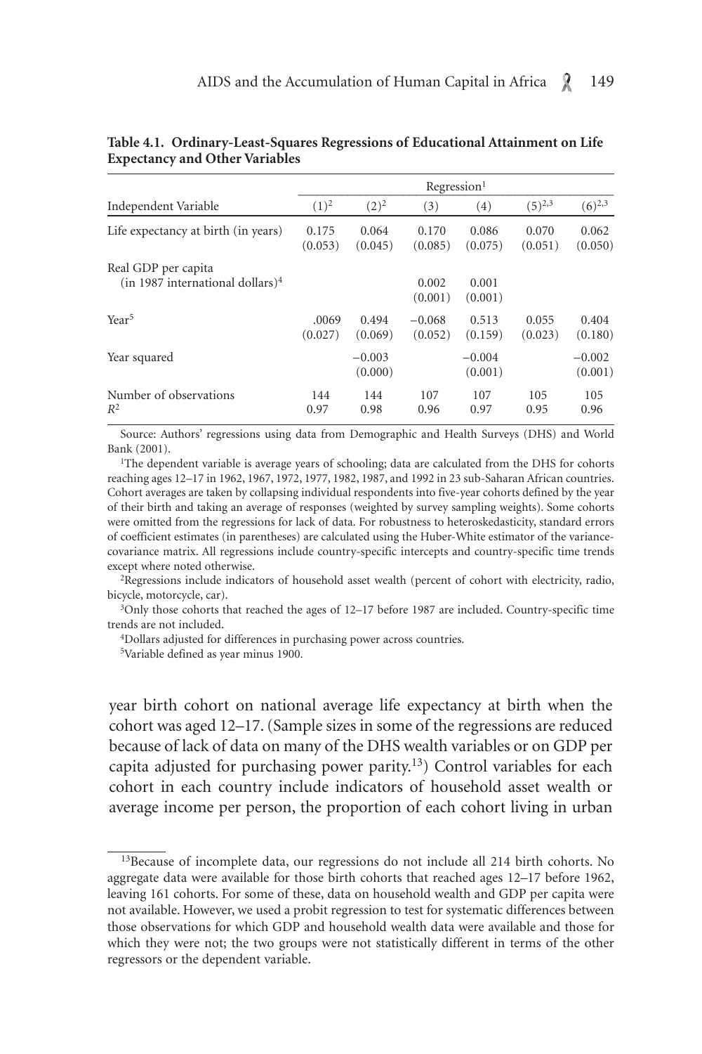**Table 4.1. Ordinary-Least-Squares Regressions of Educational Attainment on Life Expectancy and Other Variables**

| | Regression[1] | | | | | |
|---|---|---|---|---|---|---|
| Independent Variable | (1)[2] | (2)[2] | (3) | (4) | (5)[2,3] | (6)[2,3] |
| Life expectancy at birth (in years) | 0.175 (0.053) | 0.064 (0.045) | 0.170 (0.085) | 0.086 (0.075) | 0.070 (0.051) | 0.062 (0.050) |
| Real GDP per capita (in 1987 international dollars)[4] | | | 0.002 (0.001) | 0.001 (0.001) | | |
| Year[5] | .0069 (0.027) | 0.494 (0.069) | −0.068 (0.052) | 0.513 (0.159) | 0.055 (0.023) | 0.404 (0.180) |
| Year squared | | −0.003 (0.000) | | −0.004 (0.001) | | −0.002 (0.001) |
| Number of observations | 144 | 144 | 107 | 107 | 105 | 105 |
| $R^2$ | 0.97 | 0.98 | 0.96 | 0.97 | 0.95 | 0.96 |

Source: Authors' regressions using data from Demographic and Health Surveys (DHS) and World Bank (2001).

[1]The dependent variable is average years of schooling; data are calculated from the DHS for cohorts reaching ages 12–17 in 1962, 1967, 1972, 1977, 1982, 1987, and 1992 in 23 sub-Saharan African countries. Cohort averages are taken by collapsing individual respondents into five-year cohorts defined by the year of their birth and taking an average of responses (weighted by survey sampling weights). Some cohorts were omitted from the regressions for lack of data. For robustness to heteroskedasticity, standard errors of coefficient estimates (in parentheses) are calculated using the Huber-White estimator of the variance-covariance matrix. All regressions include country-specific intercepts and country-specific time trends except where noted otherwise.

[2]Regressions include indicators of household asset wealth (percent of cohort with electricity, radio, bicycle, motorcycle, car).

[3]Only those cohorts that reached the ages of 12–17 before 1987 are included. Country-specific time trends are not included.

[4]Dollars adjusted for differences in purchasing power across countries.

[5]Variable defined as year minus 1900.

year birth cohort on national average life expectancy at birth when the cohort was aged 12–17. (Sample sizes in some of the regressions are reduced because of lack of data on many of the DHS wealth variables or on GDP per capita adjusted for purchasing power parity.[13]) Control variables for each cohort in each country include indicators of household asset wealth or average income per person, the proportion of each cohort living in urban

[13]Because of incomplete data, our regressions do not include all 214 birth cohorts. No aggregate data were available for those birth cohorts that reached ages 12–17 before 1962, leaving 161 cohorts. For some of these, data on household wealth and GDP per capita were not available. However, we used a probit regression to test for systematic differences between those observations for which GDP and household wealth data were available and those for which they were not; the two groups were not statistically different in terms of the other regressors or the dependent variable.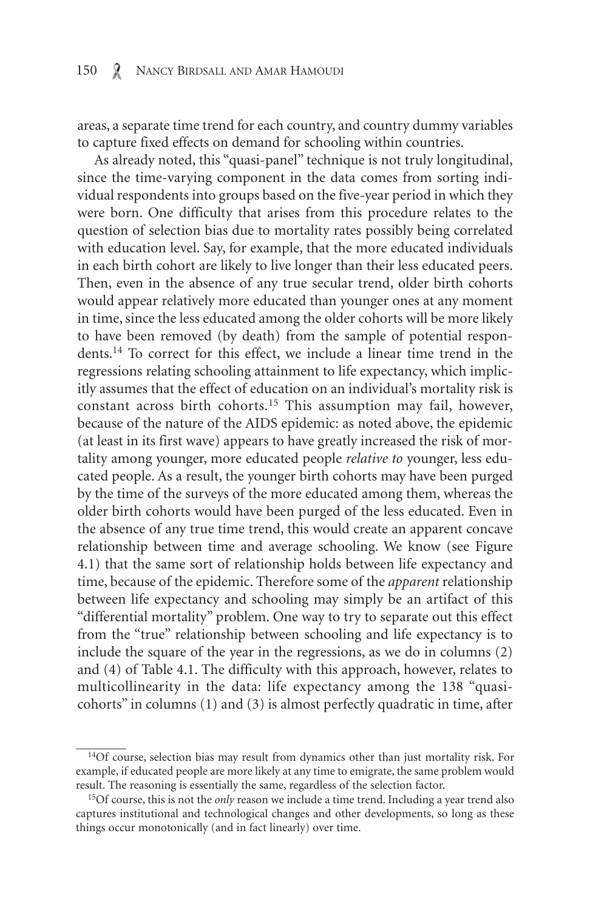areas, a separate time trend for each country, and country dummy variables to capture fixed effects on demand for schooling within countries.

As already noted, this "quasi-panel" technique is not truly longitudinal, since the time-varying component in the data comes from sorting individual respondents into groups based on the five-year period in which they were born. One difficulty that arises from this procedure relates to the question of selection bias due to mortality rates possibly being correlated with education level. Say, for example, that the more educated individuals in each birth cohort are likely to live longer than their less educated peers. Then, even in the absence of any true secular trend, older birth cohorts would appear relatively more educated than younger ones at any moment in time, since the less educated among the older cohorts will be more likely to have been removed (by death) from the sample of potential respondents.[14] To correct for this effect, we include a linear time trend in the regressions relating schooling attainment to life expectancy, which implicitly assumes that the effect of education on an individual's mortality risk is constant across birth cohorts.[15] This assumption may fail, however, because of the nature of the AIDS epidemic: as noted above, the epidemic (at least in its first wave) appears to have greatly increased the risk of mortality among younger, more educated people *relative to* younger, less educated people. As a result, the younger birth cohorts may have been purged by the time of the surveys of the more educated among them, whereas the older birth cohorts would have been purged of the less educated. Even in the absence of any true time trend, this would create an apparent concave relationship between time and average schooling. We know (see Figure 4.1) that the same sort of relationship holds between life expectancy and time, because of the epidemic. Therefore some of the *apparent* relationship between life expectancy and schooling may simply be an artifact of this "differential mortality" problem. One way to try to separate out this effect from the "true" relationship between schooling and life expectancy is to include the square of the year in the regressions, as we do in columns (2) and (4) of Table 4.1. The difficulty with this approach, however, relates to multicollinearity in the data: life expectancy among the 138 "quasi-cohorts" in columns (1) and (3) is almost perfectly quadratic in time, after

---

[14] Of course, selection bias may result from dynamics other than just mortality risk. For example, if educated people are more likely at any time to emigrate, the same problem would result. The reasoning is essentially the same, regardless of the selection factor.

[15] Of course, this is not the *only* reason we include a time trend. Including a year trend also captures institutional and technological changes and other developments, so long as these things occur monotonically (and in fact linearly) over time.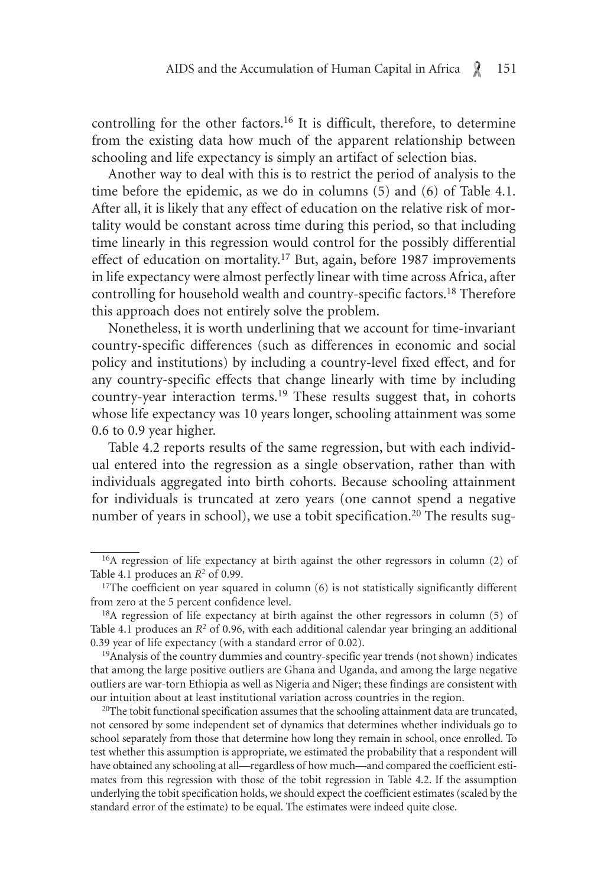controlling for the other factors.[16] It is difficult, therefore, to determine from the existing data how much of the apparent relationship between schooling and life expectancy is simply an artifact of selection bias.

Another way to deal with this is to restrict the period of analysis to the time before the epidemic, as we do in columns (5) and (6) of Table 4.1. After all, it is likely that any effect of education on the relative risk of mortality would be constant across time during this period, so that including time linearly in this regression would control for the possibly differential effect of education on mortality.[17] But, again, before 1987 improvements in life expectancy were almost perfectly linear with time across Africa, after controlling for household wealth and country-specific factors.[18] Therefore this approach does not entirely solve the problem.

Nonetheless, it is worth underlining that we account for time-invariant country-specific differences (such as differences in economic and social policy and institutions) by including a country-level fixed effect, and for any country-specific effects that change linearly with time by including country-year interaction terms.[19] These results suggest that, in cohorts whose life expectancy was 10 years longer, schooling attainment was some 0.6 to 0.9 year higher.

Table 4.2 reports results of the same regression, but with each individual entered into the regression as a single observation, rather than with individuals aggregated into birth cohorts. Because schooling attainment for individuals is truncated at zero years (one cannot spend a negative number of years in school), we use a tobit specification.[20] The results sug-

---

[16]A regression of life expectancy at birth against the other regressors in column (2) of Table 4.1 produces an $R^2$ of 0.99.

[17]The coefficient on year squared in column (6) is not statistically significantly different from zero at the 5 percent confidence level.

[18]A regression of life expectancy at birth against the other regressors in column (5) of Table 4.1 produces an $R^2$ of 0.96, with each additional calendar year bringing an additional 0.39 year of life expectancy (with a standard error of 0.02).

[19]Analysis of the country dummies and country-specific year trends (not shown) indicates that among the large positive outliers are Ghana and Uganda, and among the large negative outliers are war-torn Ethiopia as well as Nigeria and Niger; these findings are consistent with our intuition about at least institutional variation across countries in the region.

[20]The tobit functional specification assumes that the schooling attainment data are truncated, not censored by some independent set of dynamics that determines whether individuals go to school separately from those that determine how long they remain in school, once enrolled. To test whether this assumption is appropriate, we estimated the probability that a respondent will have obtained any schooling at all—regardless of how much—and compared the coefficient estimates from this regression with those of the tobit regression in Table 4.2. If the assumption underlying the tobit specification holds, we should expect the coefficient estimates (scaled by the standard error of the estimate) to be equal. The estimates were indeed quite close.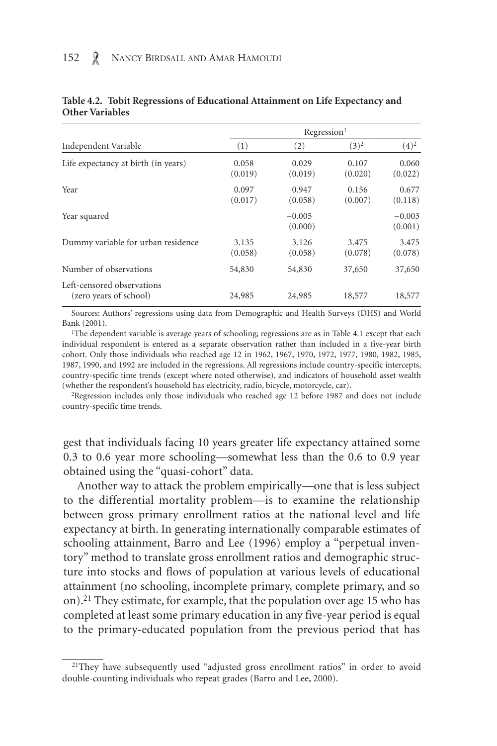**Table 4.2. Tobit Regressions of Educational Attainment on Life Expectancy and Other Variables**

| Independent Variable | Regression[1] (1) | (2) | (3)[2] | (4)[2] |
|---|---|---|---|---|
| Life expectancy at birth (in years) | 0.058 (0.019) | 0.029 (0.019) | 0.107 (0.020) | 0.060 (0.022) |
| Year | 0.097 (0.017) | 0.947 (0.058) | 0.156 (0.007) | 0.677 (0.118) |
| Year squared | | −0.005 (0.000) | | −0.003 (0.001) |
| Dummy variable for urban residence | 3.135 (0.058) | 3.126 (0.058) | 3.475 (0.078) | 3.475 (0.078) |
| Number of observations | 54,830 | 54,830 | 37,650 | 37,650 |
| Left-censored observations (zero years of school) | 24,985 | 24,985 | 18,577 | 18,577 |

Sources: Authors' regressions using data from Demographic and Health Surveys (DHS) and World Bank (2001).

[1]The dependent variable is average years of schooling; regressions are as in Table 4.1 except that each individual respondent is entered as a separate observation rather than included in a five-year birth cohort. Only those individuals who reached age 12 in 1962, 1967, 1970, 1972, 1977, 1980, 1982, 1985, 1987, 1990, and 1992 are included in the regressions. All regressions include country-specific intercepts, country-specific time trends (except where noted otherwise), and indicators of household asset wealth (whether the respondent's household has electricity, radio, bicycle, motorcycle, car).

[2]Regression includes only those individuals who reached age 12 before 1987 and does not include country-specific time trends.

gest that individuals facing 10 years greater life expectancy attained some 0.3 to 0.6 year more schooling—somewhat less than the 0.6 to 0.9 year obtained using the "quasi-cohort" data.

Another way to attack the problem empirically—one that is less subject to the differential mortality problem—is to examine the relationship between gross primary enrollment ratios at the national level and life expectancy at birth. In generating internationally comparable estimates of schooling attainment, Barro and Lee (1996) employ a "perpetual inventory" method to translate gross enrollment ratios and demographic structure into stocks and flows of population at various levels of educational attainment (no schooling, incomplete primary, complete primary, and so on).[21] They estimate, for example, that the population over age 15 who has completed at least some primary education in any five-year period is equal to the primary-educated population from the previous period that has

[21]They have subsequently used "adjusted gross enrollment ratios" in order to avoid double-counting individuals who repeat grades (Barro and Lee, 2000).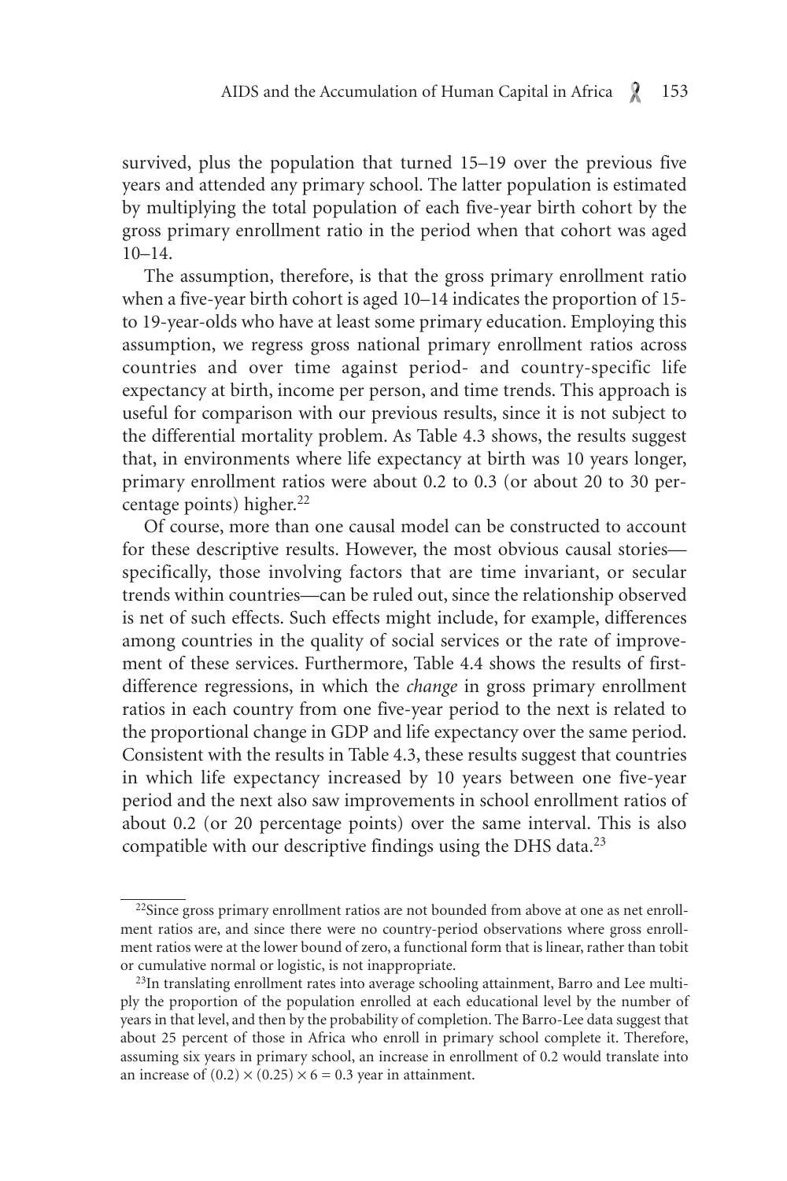survived, plus the population that turned 15–19 over the previous five years and attended any primary school. The latter population is estimated by multiplying the total population of each five-year birth cohort by the gross primary enrollment ratio in the period when that cohort was aged 10–14.

The assumption, therefore, is that the gross primary enrollment ratio when a five-year birth cohort is aged 10–14 indicates the proportion of 15- to 19-year-olds who have at least some primary education. Employing this assumption, we regress gross national primary enrollment ratios across countries and over time against period- and country-specific life expectancy at birth, income per person, and time trends. This approach is useful for comparison with our previous results, since it is not subject to the differential mortality problem. As Table 4.3 shows, the results suggest that, in environments where life expectancy at birth was 10 years longer, primary enrollment ratios were about 0.2 to 0.3 (or about 20 to 30 percentage points) higher.[22]

Of course, more than one causal model can be constructed to account for these descriptive results. However, the most obvious causal stories—specifically, those involving factors that are time invariant, or secular trends within countries—can be ruled out, since the relationship observed is net of such effects. Such effects might include, for example, differences among countries in the quality of social services or the rate of improvement of these services. Furthermore, Table 4.4 shows the results of first-difference regressions, in which the *change* in gross primary enrollment ratios in each country from one five-year period to the next is related to the proportional change in GDP and life expectancy over the same period. Consistent with the results in Table 4.3, these results suggest that countries in which life expectancy increased by 10 years between one five-year period and the next also saw improvements in school enrollment ratios of about 0.2 (or 20 percentage points) over the same interval. This is also compatible with our descriptive findings using the DHS data.[23]

---

[22]Since gross primary enrollment ratios are not bounded from above at one as net enrollment ratios are, and since there were no country-period observations where gross enrollment ratios were at the lower bound of zero, a functional form that is linear, rather than tobit or cumulative normal or logistic, is not inappropriate.

[23]In translating enrollment rates into average schooling attainment, Barro and Lee multiply the proportion of the population enrolled at each educational level by the number of years in that level, and then by the probability of completion. The Barro-Lee data suggest that about 25 percent of those in Africa who enroll in primary school complete it. Therefore, assuming six years in primary school, an increase in enrollment of 0.2 would translate into an increase of $(0.2) \times (0.25) \times 6 = 0.3$ year in attainment.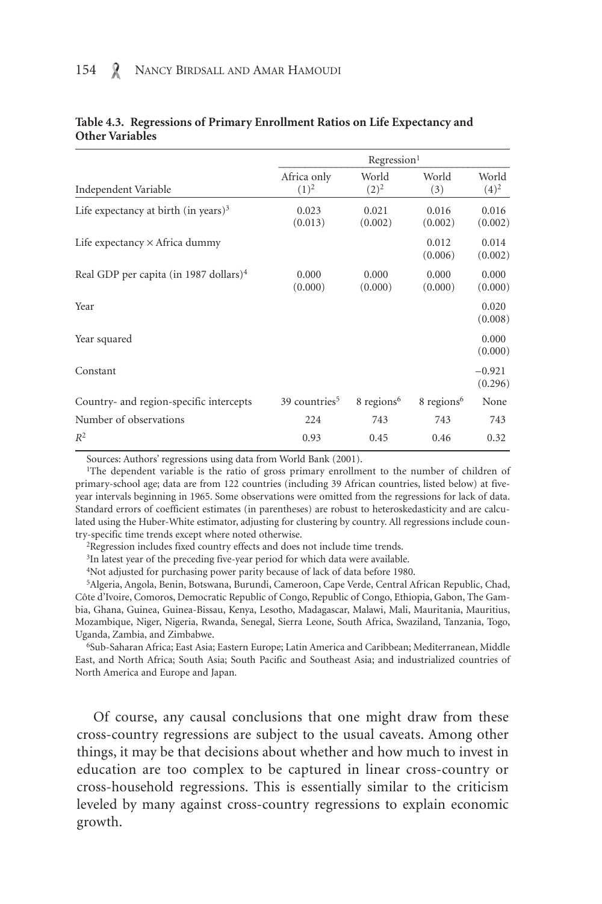**Table 4.3. Regressions of Primary Enrollment Ratios on Life Expectancy and Other Variables**

| Independent Variable | Regression[1] | | | |
|---|---|---|---|---|
| | Africa only (1)[2] | World (2)[2] | World (3) | World (4)[2] |
| Life expectancy at birth (in years)[3] | 0.023 (0.013) | 0.021 (0.002) | 0.016 (0.002) | 0.016 (0.002) |
| Life expectancy × Africa dummy | | | 0.012 (0.006) | 0.014 (0.002) |
| Real GDP per capita (in 1987 dollars)[4] | 0.000 (0.000) | 0.000 (0.000) | 0.000 (0.000) | 0.000 (0.000) |
| Year | | | | 0.020 (0.008) |
| Year squared | | | | 0.000 (0.000) |
| Constant | | | | −0.921 (0.296) |
| Country- and region-specific intercepts | 39 countries[5] | 8 regions[6] | 8 regions[6] | None |
| Number of observations | 224 | 743 | 743 | 743 |
| $R^2$ | 0.93 | 0.45 | 0.46 | 0.32 |

Sources: Authors' regressions using data from World Bank (2001).

[1]The dependent variable is the ratio of gross primary enrollment to the number of children of primary-school age; data are from 122 countries (including 39 African countries, listed below) at five-year intervals beginning in 1965. Some observations were omitted from the regressions for lack of data. Standard errors of coefficient estimates (in parentheses) are robust to heteroskedasticity and are calculated using the Huber-White estimator, adjusting for clustering by country. All regressions include country-specific time trends except where noted otherwise.

[2]Regression includes fixed country effects and does not include time trends.

[3]In latest year of the preceding five-year period for which data were available.

[4]Not adjusted for purchasing power parity because of lack of data before 1980.

[5]Algeria, Angola, Benin, Botswana, Burundi, Cameroon, Cape Verde, Central African Republic, Chad, Côte d'Ivoire, Comoros, Democratic Republic of Congo, Republic of Congo, Ethiopia, Gabon, The Gambia, Ghana, Guinea, Guinea-Bissau, Kenya, Lesotho, Madagascar, Malawi, Mali, Mauritania, Mauritius, Mozambique, Niger, Nigeria, Rwanda, Senegal, Sierra Leone, South Africa, Swaziland, Tanzania, Togo, Uganda, Zambia, and Zimbabwe.

[6]Sub-Saharan Africa; East Asia; Eastern Europe; Latin America and Caribbean; Mediterranean, Middle East, and North Africa; South Asia; South Pacific and Southeast Asia; and industrialized countries of North America and Europe and Japan.

Of course, any causal conclusions that one might draw from these cross-country regressions are subject to the usual caveats. Among other things, it may be that decisions about whether and how much to invest in education are too complex to be captured in linear cross-country or cross-household regressions. This is essentially similar to the criticism leveled by many against cross-country regressions to explain economic growth.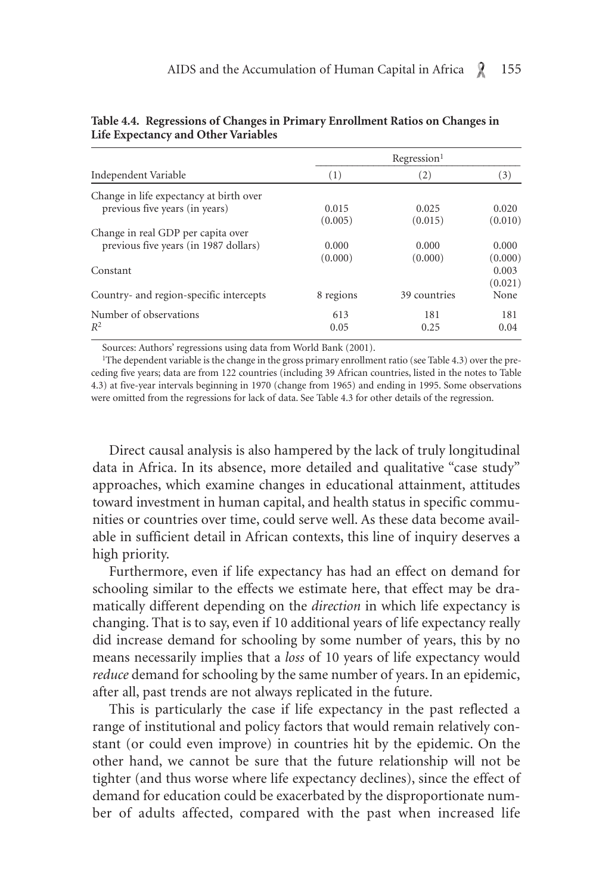**Table 4.4. Regressions of Changes in Primary Enrollment Ratios on Changes in Life Expectancy and Other Variables**

| Independent Variable | Regression[1] (1) | (2) | (3) |
|---|---|---|---|
| Change in life expectancy at birth over previous five years (in years) | 0.015 (0.005) | 0.025 (0.015) | 0.020 (0.010) |
| Change in real GDP per capita over previous five years (in 1987 dollars) | 0.000 (0.000) | 0.000 (0.000) | 0.000 (0.000) |
| Constant | | | 0.003 (0.021) |
| Country- and region-specific intercepts | 8 regions | 39 countries | None |
| Number of observations | 613 | 181 | 181 |
| $R^2$ | 0.05 | 0.25 | 0.04 |

Sources: Authors' regressions using data from World Bank (2001).

[1]The dependent variable is the change in the gross primary enrollment ratio (see Table 4.3) over the preceding five years; data are from 122 countries (including 39 African countries, listed in the notes to Table 4.3) at five-year intervals beginning in 1970 (change from 1965) and ending in 1995. Some observations were omitted from the regressions for lack of data. See Table 4.3 for other details of the regression.

Direct causal analysis is also hampered by the lack of truly longitudinal data in Africa. In its absence, more detailed and qualitative "case study" approaches, which examine changes in educational attainment, attitudes toward investment in human capital, and health status in specific communities or countries over time, could serve well. As these data become available in sufficient detail in African contexts, this line of inquiry deserves a high priority.

Furthermore, even if life expectancy has had an effect on demand for schooling similar to the effects we estimate here, that effect may be dramatically different depending on the *direction* in which life expectancy is changing. That is to say, even if 10 additional years of life expectancy really did increase demand for schooling by some number of years, this by no means necessarily implies that a *loss* of 10 years of life expectancy would *reduce* demand for schooling by the same number of years. In an epidemic, after all, past trends are not always replicated in the future.

This is particularly the case if life expectancy in the past reflected a range of institutional and policy factors that would remain relatively constant (or could even improve) in countries hit by the epidemic. On the other hand, we cannot be sure that the future relationship will not be tighter (and thus worse where life expectancy declines), since the effect of demand for education could be exacerbated by the disproportionate number of adults affected, compared with the past when increased life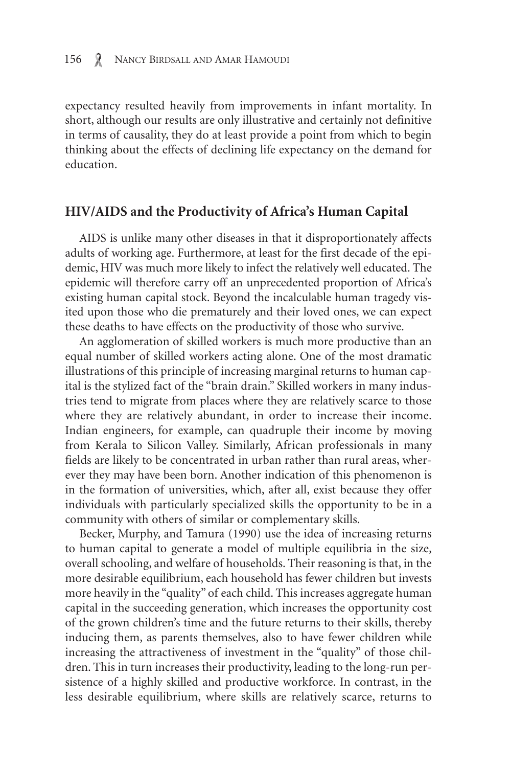expectancy resulted heavily from improvements in infant mortality. In short, although our results are only illustrative and certainly not definitive in terms of causality, they do at least provide a point from which to begin thinking about the effects of declining life expectancy on the demand for education.

## HIV/AIDS and the Productivity of Africa's Human Capital

AIDS is unlike many other diseases in that it disproportionately affects adults of working age. Furthermore, at least for the first decade of the epidemic, HIV was much more likely to infect the relatively well educated. The epidemic will therefore carry off an unprecedented proportion of Africa's existing human capital stock. Beyond the incalculable human tragedy visited upon those who die prematurely and their loved ones, we can expect these deaths to have effects on the productivity of those who survive.

An agglomeration of skilled workers is much more productive than an equal number of skilled workers acting alone. One of the most dramatic illustrations of this principle of increasing marginal returns to human capital is the stylized fact of the "brain drain." Skilled workers in many industries tend to migrate from places where they are relatively scarce to those where they are relatively abundant, in order to increase their income. Indian engineers, for example, can quadruple their income by moving from Kerala to Silicon Valley. Similarly, African professionals in many fields are likely to be concentrated in urban rather than rural areas, wherever they may have been born. Another indication of this phenomenon is in the formation of universities, which, after all, exist because they offer individuals with particularly specialized skills the opportunity to be in a community with others of similar or complementary skills.

Becker, Murphy, and Tamura (1990) use the idea of increasing returns to human capital to generate a model of multiple equilibria in the size, overall schooling, and welfare of households. Their reasoning is that, in the more desirable equilibrium, each household has fewer children but invests more heavily in the "quality" of each child. This increases aggregate human capital in the succeeding generation, which increases the opportunity cost of the grown children's time and the future returns to their skills, thereby inducing them, as parents themselves, also to have fewer children while increasing the attractiveness of investment in the "quality" of those children. This in turn increases their productivity, leading to the long-run persistence of a highly skilled and productive workforce. In contrast, in the less desirable equilibrium, where skills are relatively scarce, returns to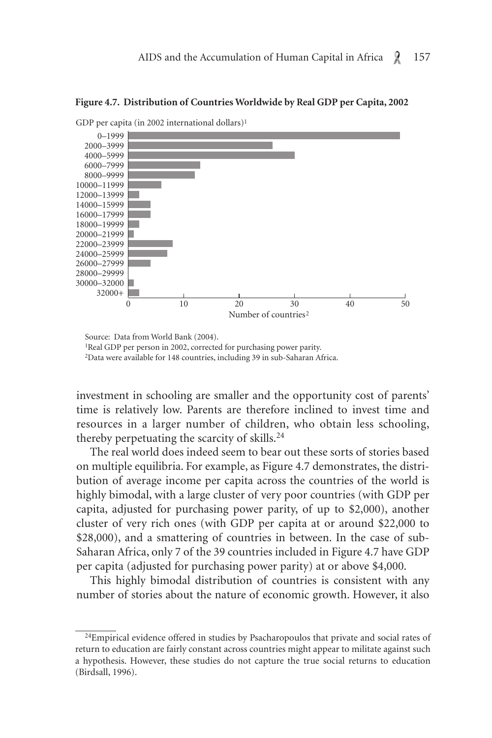**Figure 4.7. Distribution of Countries Worldwide by Real GDP per Capita, 2002**

Source: Data from World Bank (2004).

[1]Real GDP per person in 2002, corrected for purchasing power parity.

[2]Data were available for 148 countries, including 39 in sub-Saharan Africa.

investment in schooling are smaller and the opportunity cost of parents' time is relatively low. Parents are therefore inclined to invest time and resources in a larger number of children, who obtain less schooling, thereby perpetuating the scarcity of skills.[24]

The real world does indeed seem to bear out these sorts of stories based on multiple equilibria. For example, as Figure 4.7 demonstrates, the distribution of average income per capita across the countries of the world is highly bimodal, with a large cluster of very poor countries (with GDP per capita, adjusted for purchasing power parity, of up to $2,000), another cluster of very rich ones (with GDP per capita at or around $22,000 to $28,000), and a smattering of countries in between. In the case of sub-Saharan Africa, only 7 of the 39 countries included in Figure 4.7 have GDP per capita (adjusted for purchasing power parity) at or above $4,000.

This highly bimodal distribution of countries is consistent with any number of stories about the nature of economic growth. However, it also

[24]Empirical evidence offered in studies by Psacharopoulos that private and social rates of return to education are fairly constant across countries might appear to militate against such a hypothesis. However, these studies do not capture the true social returns to education (Birdsall, 1996).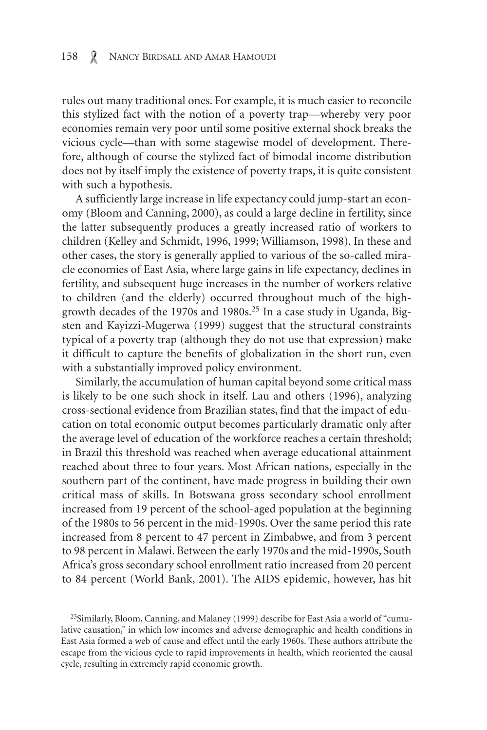rules out many traditional ones. For example, it is much easier to reconcile this stylized fact with the notion of a poverty trap—whereby very poor economies remain very poor until some positive external shock breaks the vicious cycle—than with some stagewise model of development. Therefore, although of course the stylized fact of bimodal income distribution does not by itself imply the existence of poverty traps, it is quite consistent with such a hypothesis.

A sufficiently large increase in life expectancy could jump-start an economy (Bloom and Canning, 2000), as could a large decline in fertility, since the latter subsequently produces a greatly increased ratio of workers to children (Kelley and Schmidt, 1996, 1999; Williamson, 1998). In these and other cases, the story is generally applied to various of the so-called miracle economies of East Asia, where large gains in life expectancy, declines in fertility, and subsequent huge increases in the number of workers relative to children (and the elderly) occurred throughout much of the high-growth decades of the 1970s and 1980s.[25] In a case study in Uganda, Bigsten and Kayizzi-Mugerwa (1999) suggest that the structural constraints typical of a poverty trap (although they do not use that expression) make it difficult to capture the benefits of globalization in the short run, even with a substantially improved policy environment.

Similarly, the accumulation of human capital beyond some critical mass is likely to be one such shock in itself. Lau and others (1996), analyzing cross-sectional evidence from Brazilian states, find that the impact of education on total economic output becomes particularly dramatic only after the average level of education of the workforce reaches a certain threshold; in Brazil this threshold was reached when average educational attainment reached about three to four years. Most African nations, especially in the southern part of the continent, have made progress in building their own critical mass of skills. In Botswana gross secondary school enrollment increased from 19 percent of the school-aged population at the beginning of the 1980s to 56 percent in the mid-1990s. Over the same period this rate increased from 8 percent to 47 percent in Zimbabwe, and from 3 percent to 98 percent in Malawi. Between the early 1970s and the mid-1990s, South Africa's gross secondary school enrollment ratio increased from 20 percent to 84 percent (World Bank, 2001). The AIDS epidemic, however, has hit

[25]Similarly, Bloom, Canning, and Malaney (1999) describe for East Asia a world of "cumulative causation," in which low incomes and adverse demographic and health conditions in East Asia formed a web of cause and effect until the early 1960s. These authors attribute the escape from the vicious cycle to rapid improvements in health, which reoriented the causal cycle, resulting in extremely rapid economic growth.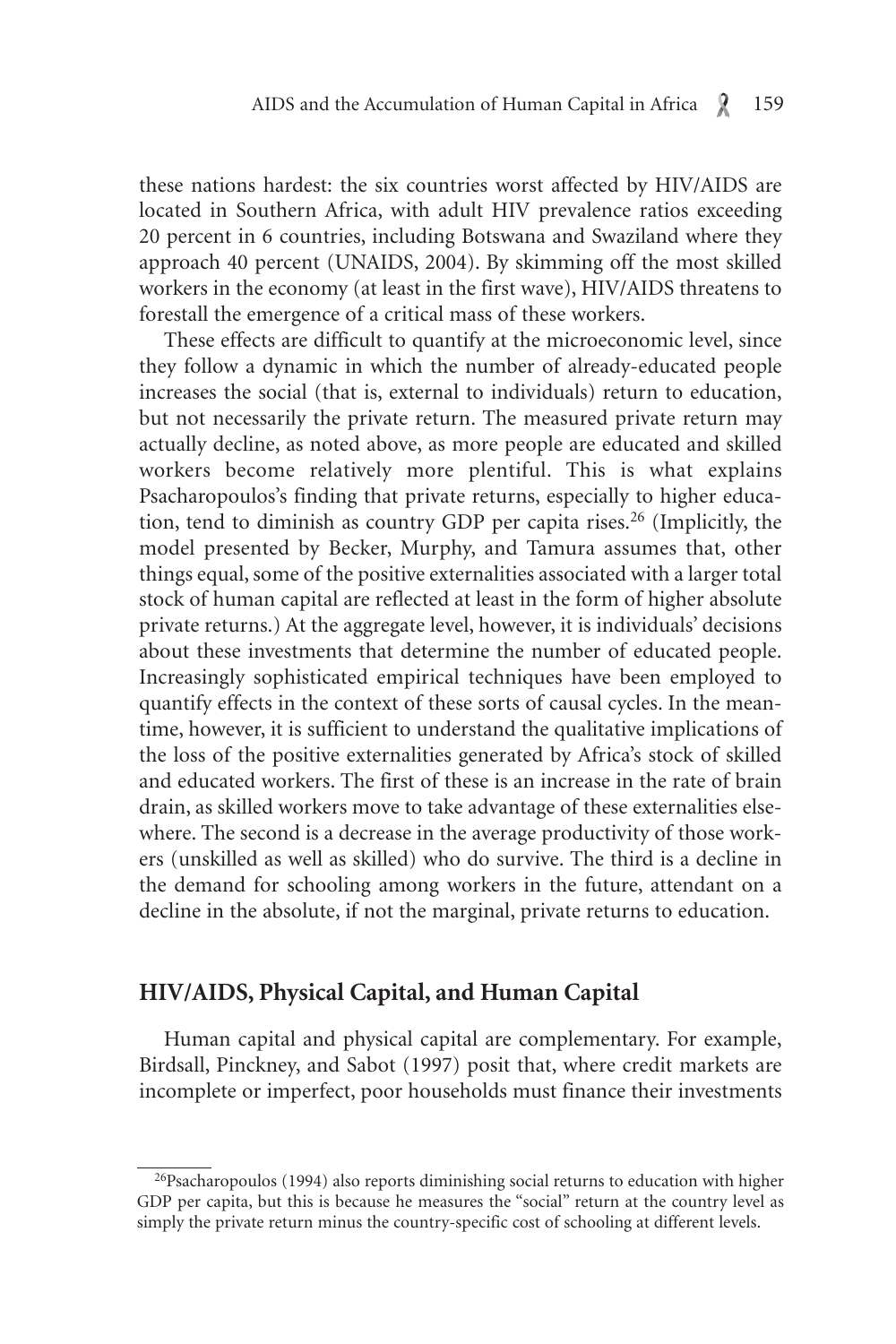these nations hardest: the six countries worst affected by HIV/AIDS are located in Southern Africa, with adult HIV prevalence ratios exceeding 20 percent in 6 countries, including Botswana and Swaziland where they approach 40 percent (UNAIDS, 2004). By skimming off the most skilled workers in the economy (at least in the first wave), HIV/AIDS threatens to forestall the emergence of a critical mass of these workers.

These effects are difficult to quantify at the microeconomic level, since they follow a dynamic in which the number of already-educated people increases the social (that is, external to individuals) return to education, but not necessarily the private return. The measured private return may actually decline, as noted above, as more people are educated and skilled workers become relatively more plentiful. This is what explains Psacharopoulos's finding that private returns, especially to higher education, tend to diminish as country GDP per capita rises.[26] (Implicitly, the model presented by Becker, Murphy, and Tamura assumes that, other things equal, some of the positive externalities associated with a larger total stock of human capital are reflected at least in the form of higher absolute private returns.) At the aggregate level, however, it is individuals' decisions about these investments that determine the number of educated people. Increasingly sophisticated empirical techniques have been employed to quantify effects in the context of these sorts of causal cycles. In the meantime, however, it is sufficient to understand the qualitative implications of the loss of the positive externalities generated by Africa's stock of skilled and educated workers. The first of these is an increase in the rate of brain drain, as skilled workers move to take advantage of these externalities elsewhere. The second is a decrease in the average productivity of those workers (unskilled as well as skilled) who do survive. The third is a decline in the demand for schooling among workers in the future, attendant on a decline in the absolute, if not the marginal, private returns to education.

## HIV/AIDS, Physical Capital, and Human Capital

Human capital and physical capital are complementary. For example, Birdsall, Pinckney, and Sabot (1997) posit that, where credit markets are incomplete or imperfect, poor households must finance their investments

[26]Psacharopoulos (1994) also reports diminishing social returns to education with higher GDP per capita, but this is because he measures the "social" return at the country level as simply the private return minus the country-specific cost of schooling at different levels.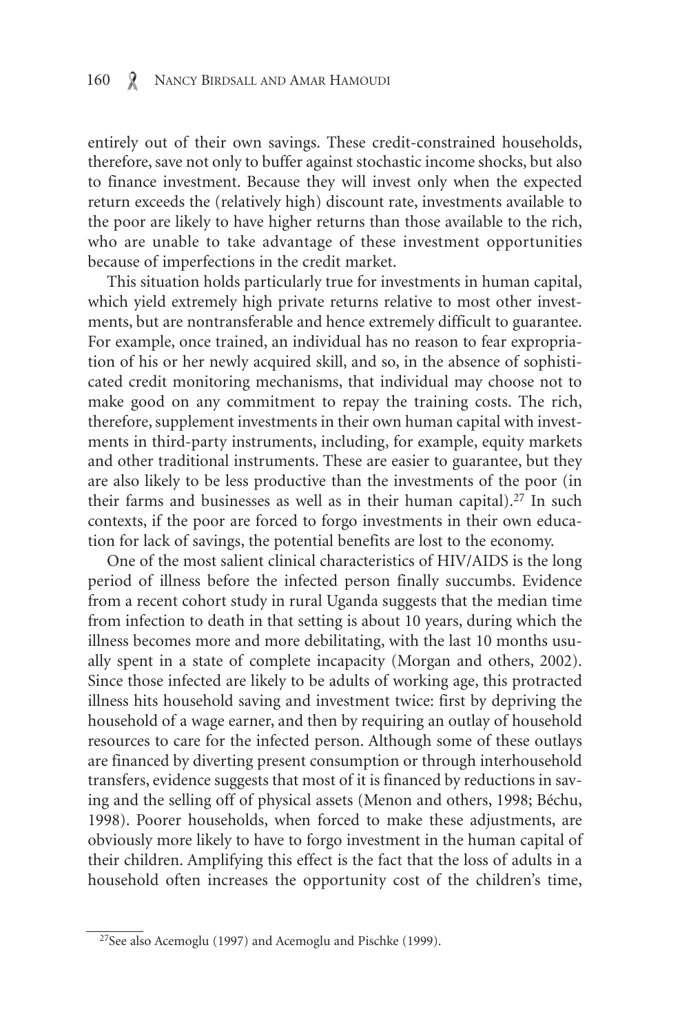entirely out of their own savings. These credit-constrained households, therefore, save not only to buffer against stochastic income shocks, but also to finance investment. Because they will invest only when the expected return exceeds the (relatively high) discount rate, investments available to the poor are likely to have higher returns than those available to the rich, who are unable to take advantage of these investment opportunities because of imperfections in the credit market.

This situation holds particularly true for investments in human capital, which yield extremely high private returns relative to most other investments, but are nontransferable and hence extremely difficult to guarantee. For example, once trained, an individual has no reason to fear expropriation of his or her newly acquired skill, and so, in the absence of sophisticated credit monitoring mechanisms, that individual may choose not to make good on any commitment to repay the training costs. The rich, therefore, supplement investments in their own human capital with investments in third-party instruments, including, for example, equity markets and other traditional instruments. These are easier to guarantee, but they are also likely to be less productive than the investments of the poor (in their farms and businesses as well as in their human capital).[27] In such contexts, if the poor are forced to forgo investments in their own education for lack of savings, the potential benefits are lost to the economy.

One of the most salient clinical characteristics of HIV/AIDS is the long period of illness before the infected person finally succumbs. Evidence from a recent cohort study in rural Uganda suggests that the median time from infection to death in that setting is about 10 years, during which the illness becomes more and more debilitating, with the last 10 months usually spent in a state of complete incapacity (Morgan and others, 2002). Since those infected are likely to be adults of working age, this protracted illness hits household saving and investment twice: first by depriving the household of a wage earner, and then by requiring an outlay of household resources to care for the infected person. Although some of these outlays are financed by diverting present consumption or through interhousehold transfers, evidence suggests that most of it is financed by reductions in saving and the selling off of physical assets (Menon and others, 1998; Béchu, 1998). Poorer households, when forced to make these adjustments, are obviously more likely to have to forgo investment in the human capital of their children. Amplifying this effect is the fact that the loss of adults in a household often increases the opportunity cost of the children's time,

[27] See also Acemoglu (1997) and Acemoglu and Pischke (1999).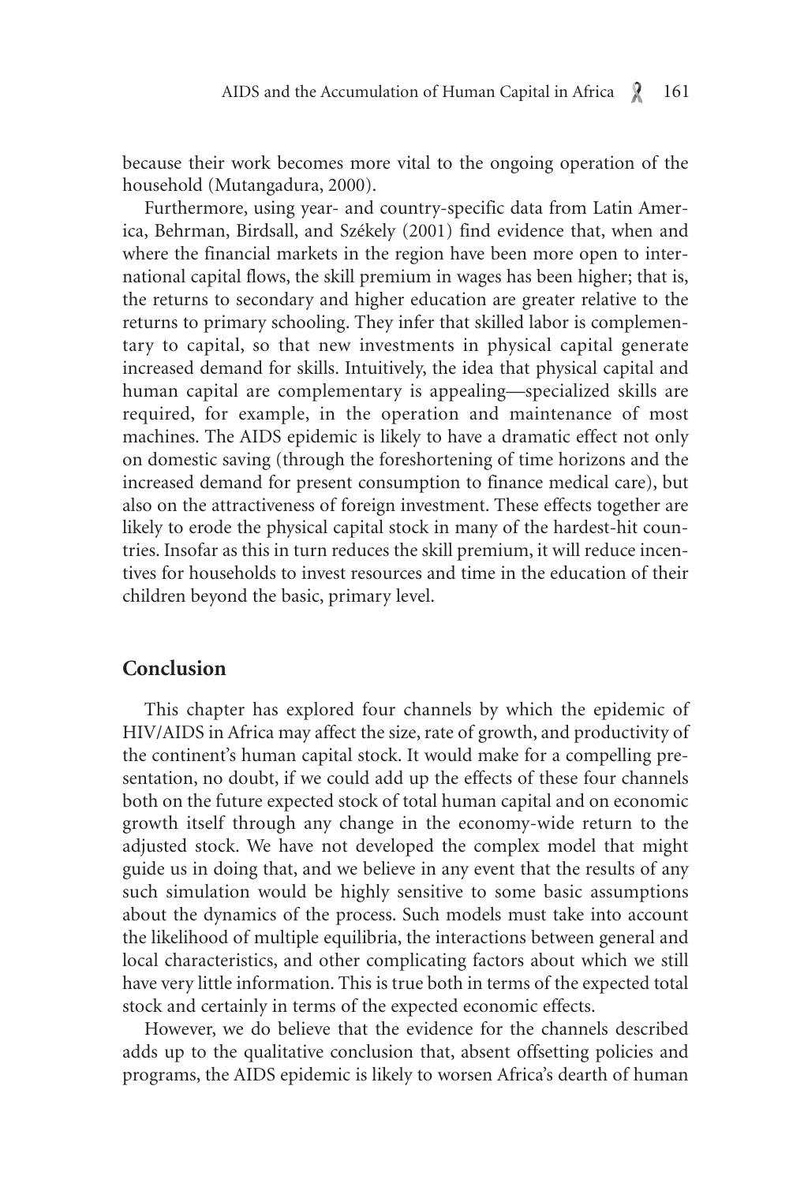because their work becomes more vital to the ongoing operation of the household (Mutangadura, 2000).

Furthermore, using year- and country-specific data from Latin America, Behrman, Birdsall, and Székely (2001) find evidence that, when and where the financial markets in the region have been more open to international capital flows, the skill premium in wages has been higher; that is, the returns to secondary and higher education are greater relative to the returns to primary schooling. They infer that skilled labor is complementary to capital, so that new investments in physical capital generate increased demand for skills. Intuitively, the idea that physical capital and human capital are complementary is appealing—specialized skills are required, for example, in the operation and maintenance of most machines. The AIDS epidemic is likely to have a dramatic effect not only on domestic saving (through the foreshortening of time horizons and the increased demand for present consumption to finance medical care), but also on the attractiveness of foreign investment. These effects together are likely to erode the physical capital stock in many of the hardest-hit countries. Insofar as this in turn reduces the skill premium, it will reduce incentives for households to invest resources and time in the education of their children beyond the basic, primary level.

## Conclusion

This chapter has explored four channels by which the epidemic of HIV/AIDS in Africa may affect the size, rate of growth, and productivity of the continent's human capital stock. It would make for a compelling presentation, no doubt, if we could add up the effects of these four channels both on the future expected stock of total human capital and on economic growth itself through any change in the economy-wide return to the adjusted stock. We have not developed the complex model that might guide us in doing that, and we believe in any event that the results of any such simulation would be highly sensitive to some basic assumptions about the dynamics of the process. Such models must take into account the likelihood of multiple equilibria, the interactions between general and local characteristics, and other complicating factors about which we still have very little information. This is true both in terms of the expected total stock and certainly in terms of the expected economic effects.

However, we do believe that the evidence for the channels described adds up to the qualitative conclusion that, absent offsetting policies and programs, the AIDS epidemic is likely to worsen Africa's dearth of human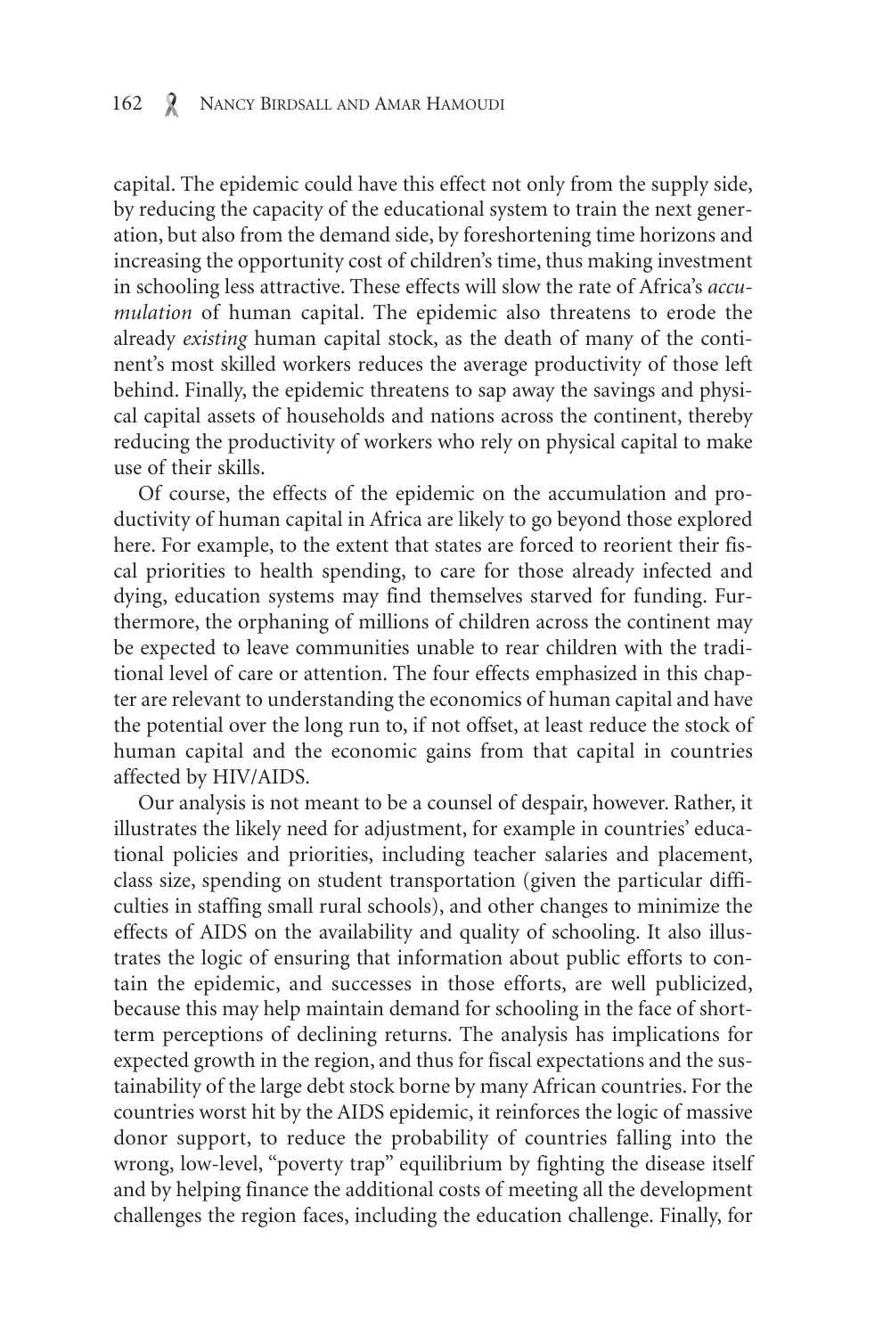capital. The epidemic could have this effect not only from the supply side, by reducing the capacity of the educational system to train the next generation, but also from the demand side, by foreshortening time horizons and increasing the opportunity cost of children's time, thus making investment in schooling less attractive. These effects will slow the rate of Africa's *accumulation* of human capital. The epidemic also threatens to erode the already *existing* human capital stock, as the death of many of the continent's most skilled workers reduces the average productivity of those left behind. Finally, the epidemic threatens to sap away the savings and physical capital assets of households and nations across the continent, thereby reducing the productivity of workers who rely on physical capital to make use of their skills.

Of course, the effects of the epidemic on the accumulation and productivity of human capital in Africa are likely to go beyond those explored here. For example, to the extent that states are forced to reorient their fiscal priorities to health spending, to care for those already infected and dying, education systems may find themselves starved for funding. Furthermore, the orphaning of millions of children across the continent may be expected to leave communities unable to rear children with the traditional level of care or attention. The four effects emphasized in this chapter are relevant to understanding the economics of human capital and have the potential over the long run to, if not offset, at least reduce the stock of human capital and the economic gains from that capital in countries affected by HIV/AIDS.

Our analysis is not meant to be a counsel of despair, however. Rather, it illustrates the likely need for adjustment, for example in countries' educational policies and priorities, including teacher salaries and placement, class size, spending on student transportation (given the particular difficulties in staffing small rural schools), and other changes to minimize the effects of AIDS on the availability and quality of schooling. It also illustrates the logic of ensuring that information about public efforts to contain the epidemic, and successes in those efforts, are well publicized, because this may help maintain demand for schooling in the face of short-term perceptions of declining returns. The analysis has implications for expected growth in the region, and thus for fiscal expectations and the sustainability of the large debt stock borne by many African countries. For the countries worst hit by the AIDS epidemic, it reinforces the logic of massive donor support, to reduce the probability of countries falling into the wrong, low-level, "poverty trap" equilibrium by fighting the disease itself and by helping finance the additional costs of meeting all the development challenges the region faces, including the education challenge. Finally, for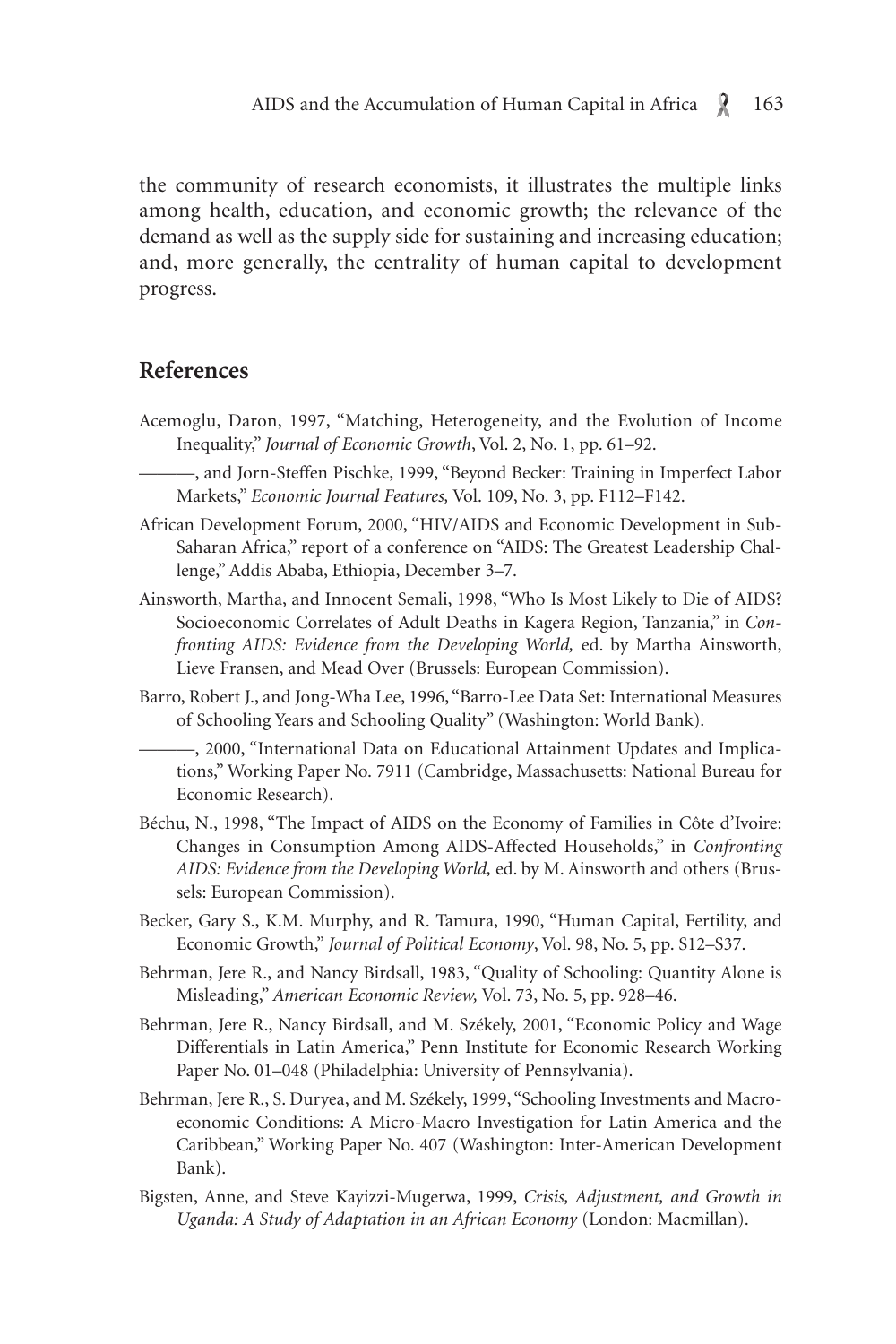the community of research economists, it illustrates the multiple links among health, education, and economic growth; the relevance of the demand as well as the supply side for sustaining and increasing education; and, more generally, the centrality of human capital to development progress.

## References

Acemoglu, Daron, 1997, "Matching, Heterogeneity, and the Evolution of Income Inequality," *Journal of Economic Growth*, Vol. 2, No. 1, pp. 61–92.

———, and Jorn-Steffen Pischke, 1999, "Beyond Becker: Training in Imperfect Labor Markets," *Economic Journal Features,* Vol. 109, No. 3, pp. F112–F142.

African Development Forum, 2000, "HIV/AIDS and Economic Development in Sub-Saharan Africa," report of a conference on "AIDS: The Greatest Leadership Challenge," Addis Ababa, Ethiopia, December 3–7.

Ainsworth, Martha, and Innocent Semali, 1998, "Who Is Most Likely to Die of AIDS? Socioeconomic Correlates of Adult Deaths in Kagera Region, Tanzania," in *Confronting AIDS: Evidence from the Developing World,* ed. by Martha Ainsworth, Lieve Fransen, and Mead Over (Brussels: European Commission).

Barro, Robert J., and Jong-Wha Lee, 1996, "Barro-Lee Data Set: International Measures of Schooling Years and Schooling Quality" (Washington: World Bank).

———, 2000, "International Data on Educational Attainment Updates and Implications," Working Paper No. 7911 (Cambridge, Massachusetts: National Bureau for Economic Research).

Béchu, N., 1998, "The Impact of AIDS on the Economy of Families in Côte d'Ivoire: Changes in Consumption Among AIDS-Affected Households," in *Confronting AIDS: Evidence from the Developing World,* ed. by M. Ainsworth and others (Brussels: European Commission).

Becker, Gary S., K.M. Murphy, and R. Tamura, 1990, "Human Capital, Fertility, and Economic Growth," *Journal of Political Economy*, Vol. 98, No. 5, pp. S12–S37.

Behrman, Jere R., and Nancy Birdsall, 1983, "Quality of Schooling: Quantity Alone is Misleading," *American Economic Review,* Vol. 73, No. 5, pp. 928–46.

Behrman, Jere R., Nancy Birdsall, and M. Székely, 2001, "Economic Policy and Wage Differentials in Latin America," Penn Institute for Economic Research Working Paper No. 01–048 (Philadelphia: University of Pennsylvania).

Behrman, Jere R., S. Duryea, and M. Székely, 1999, "Schooling Investments and Macroeconomic Conditions: A Micro-Macro Investigation for Latin America and the Caribbean," Working Paper No. 407 (Washington: Inter-American Development Bank).

Bigsten, Anne, and Steve Kayizzi-Mugerwa, 1999, *Crisis, Adjustment, and Growth in Uganda: A Study of Adaptation in an African Economy* (London: Macmillan).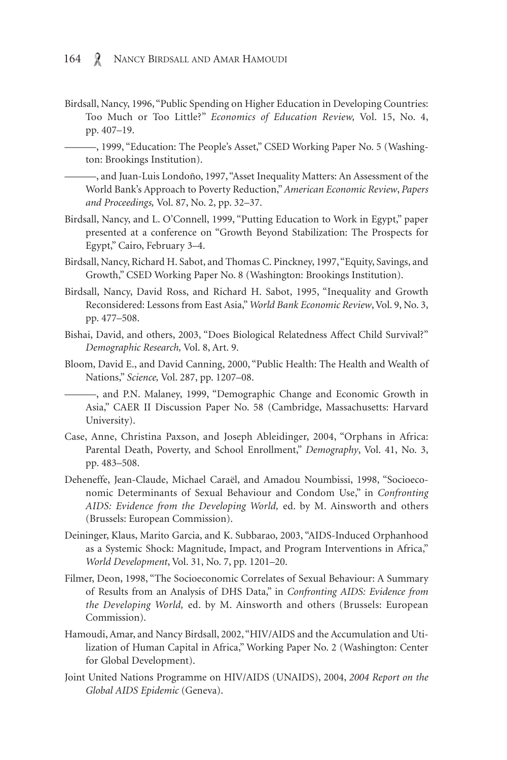Birdsall, Nancy, 1996, "Public Spending on Higher Education in Developing Countries: Too Much or Too Little?" *Economics of Education Review,* Vol. 15, No. 4, pp. 407–19.

———, 1999, "Education: The People's Asset," CSED Working Paper No. 5 (Washington: Brookings Institution).

———, and Juan-Luis Londoño, 1997, "Asset Inequality Matters: An Assessment of the World Bank's Approach to Poverty Reduction," *American Economic Review*, *Papers and Proceedings,* Vol. 87, No. 2, pp. 32–37.

Birdsall, Nancy, and L. O'Connell, 1999, "Putting Education to Work in Egypt," paper presented at a conference on "Growth Beyond Stabilization: The Prospects for Egypt," Cairo, February 3–4.

Birdsall, Nancy, Richard H. Sabot, and Thomas C. Pinckney, 1997, "Equity, Savings, and Growth," CSED Working Paper No. 8 (Washington: Brookings Institution).

Birdsall, Nancy, David Ross, and Richard H. Sabot, 1995, "Inequality and Growth Reconsidered: Lessons from East Asia," *World Bank Economic Review*, Vol. 9, No. 3, pp. 477–508.

Bishai, David, and others, 2003, "Does Biological Relatedness Affect Child Survival?" *Demographic Research,* Vol. 8, Art. 9.

Bloom, David E., and David Canning, 2000, "Public Health: The Health and Wealth of Nations," *Science,* Vol. 287, pp. 1207–08.

———, and P.N. Malaney, 1999, "Demographic Change and Economic Growth in Asia," CAER II Discussion Paper No. 58 (Cambridge, Massachusetts: Harvard University).

Case, Anne, Christina Paxson, and Joseph Ableidinger, 2004, "Orphans in Africa: Parental Death, Poverty, and School Enrollment," *Demography*, Vol. 41, No. 3, pp. 483–508.

Deheneffe, Jean-Claude, Michael Caraël, and Amadou Noumbissi, 1998, "Socioeconomic Determinants of Sexual Behaviour and Condom Use," in *Confronting AIDS: Evidence from the Developing World,* ed. by M. Ainsworth and others (Brussels: European Commission).

Deininger, Klaus, Marito Garcia, and K. Subbarao, 2003, "AIDS-Induced Orphanhood as a Systemic Shock: Magnitude, Impact, and Program Interventions in Africa," *World Development*, Vol. 31, No. 7, pp. 1201–20.

Filmer, Deon, 1998, "The Socioeconomic Correlates of Sexual Behaviour: A Summary of Results from an Analysis of DHS Data," in *Confronting AIDS: Evidence from the Developing World,* ed. by M. Ainsworth and others (Brussels: European Commission).

Hamoudi, Amar, and Nancy Birdsall, 2002, "HIV/AIDS and the Accumulation and Utilization of Human Capital in Africa," Working Paper No. 2 (Washington: Center for Global Development).

Joint United Nations Programme on HIV/AIDS (UNAIDS), 2004, *2004 Report on the Global AIDS Epidemic* (Geneva).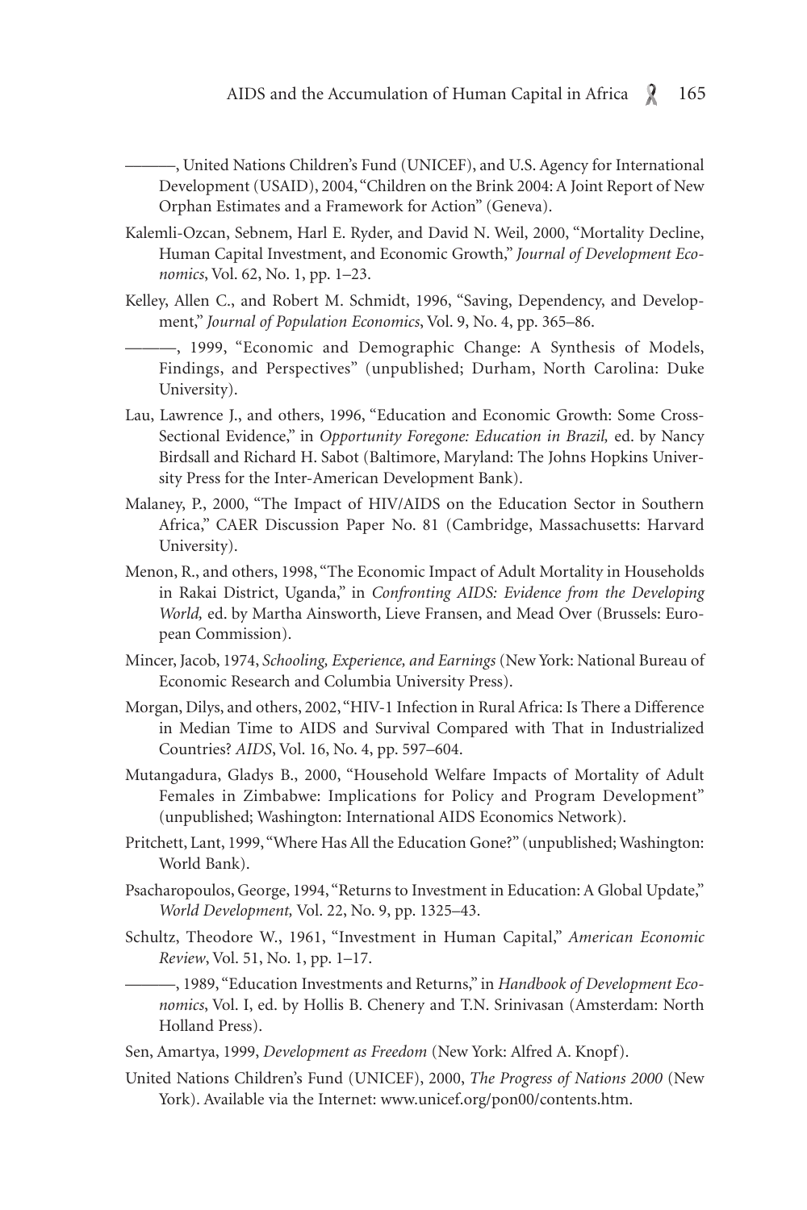———, United Nations Children's Fund (UNICEF), and U.S. Agency for International Development (USAID), 2004, "Children on the Brink 2004: A Joint Report of New Orphan Estimates and a Framework for Action" (Geneva).

Kalemli-Ozcan, Sebnem, Harl E. Ryder, and David N. Weil, 2000, "Mortality Decline, Human Capital Investment, and Economic Growth," *Journal of Development Economics*, Vol. 62, No. 1, pp. 1–23.

Kelley, Allen C., and Robert M. Schmidt, 1996, "Saving, Dependency, and Development," *Journal of Population Economics*, Vol. 9, No. 4, pp. 365–86.

———, 1999, "Economic and Demographic Change: A Synthesis of Models, Findings, and Perspectives" (unpublished; Durham, North Carolina: Duke University).

Lau, Lawrence J., and others, 1996, "Education and Economic Growth: Some Cross-Sectional Evidence," in *Opportunity Foregone: Education in Brazil,* ed. by Nancy Birdsall and Richard H. Sabot (Baltimore, Maryland: The Johns Hopkins University Press for the Inter-American Development Bank).

Malaney, P., 2000, "The Impact of HIV/AIDS on the Education Sector in Southern Africa," CAER Discussion Paper No. 81 (Cambridge, Massachusetts: Harvard University).

Menon, R., and others, 1998, "The Economic Impact of Adult Mortality in Households in Rakai District, Uganda," in *Confronting AIDS: Evidence from the Developing World,* ed. by Martha Ainsworth, Lieve Fransen, and Mead Over (Brussels: European Commission).

Mincer, Jacob, 1974, *Schooling, Experience, and Earnings* (New York: National Bureau of Economic Research and Columbia University Press).

Morgan, Dilys, and others, 2002, "HIV-1 Infection in Rural Africa: Is There a Difference in Median Time to AIDS and Survival Compared with That in Industrialized Countries? *AIDS*, Vol. 16, No. 4, pp. 597–604.

Mutangadura, Gladys B., 2000, "Household Welfare Impacts of Mortality of Adult Females in Zimbabwe: Implications for Policy and Program Development" (unpublished; Washington: International AIDS Economics Network).

Pritchett, Lant, 1999, "Where Has All the Education Gone?" (unpublished; Washington: World Bank).

Psacharopoulos, George, 1994, "Returns to Investment in Education: A Global Update," *World Development,* Vol. 22, No. 9, pp. 1325–43.

Schultz, Theodore W., 1961, "Investment in Human Capital," *American Economic Review*, Vol. 51, No. 1, pp. 1–17.

———, 1989, "Education Investments and Returns," in *Handbook of Development Economics*, Vol. I, ed. by Hollis B. Chenery and T.N. Srinivasan (Amsterdam: North Holland Press).

Sen, Amartya, 1999, *Development as Freedom* (New York: Alfred A. Knopf).

United Nations Children's Fund (UNICEF), 2000, *The Progress of Nations 2000* (New York). Available via the Internet: www.unicef.org/pon00/contents.htm.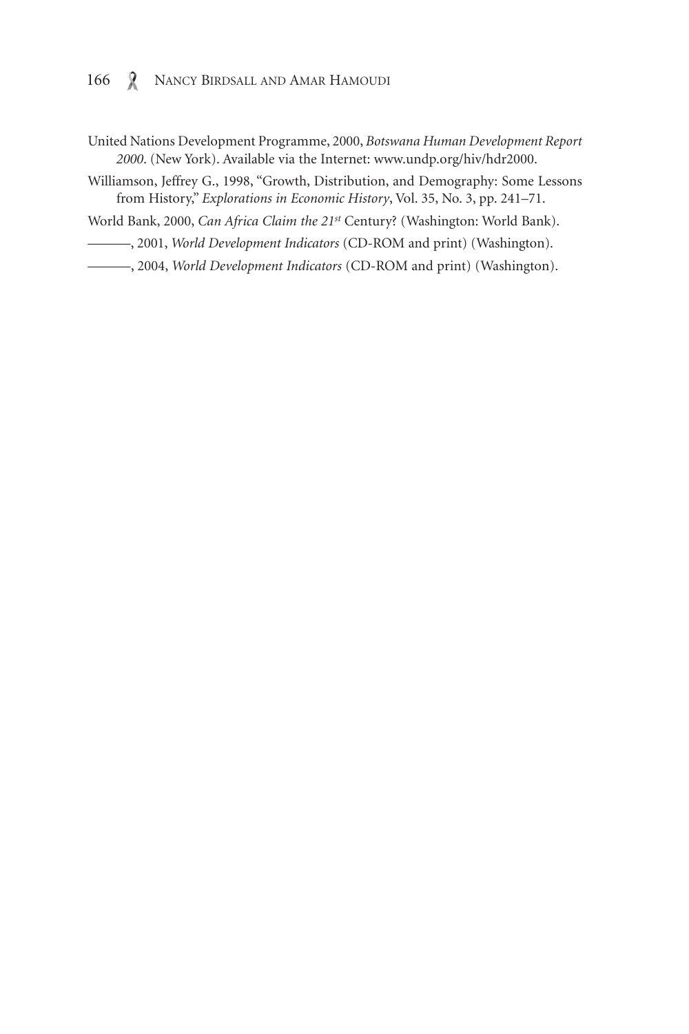United Nations Development Programme, 2000, *Botswana Human Development Report 2000*. (New York). Available via the Internet: www.undp.org/hiv/hdr2000.

Williamson, Jeffrey G., 1998, "Growth, Distribution, and Demography: Some Lessons from History," *Explorations in Economic History*, Vol. 35, No. 3, pp. 241–71.

World Bank, 2000, *Can Africa Claim the 21st* Century? (Washington: World Bank).

———, 2001, *World Development Indicators* (CD-ROM and print) (Washington).

———, 2004, *World Development Indicators* (CD-ROM and print) (Washington).